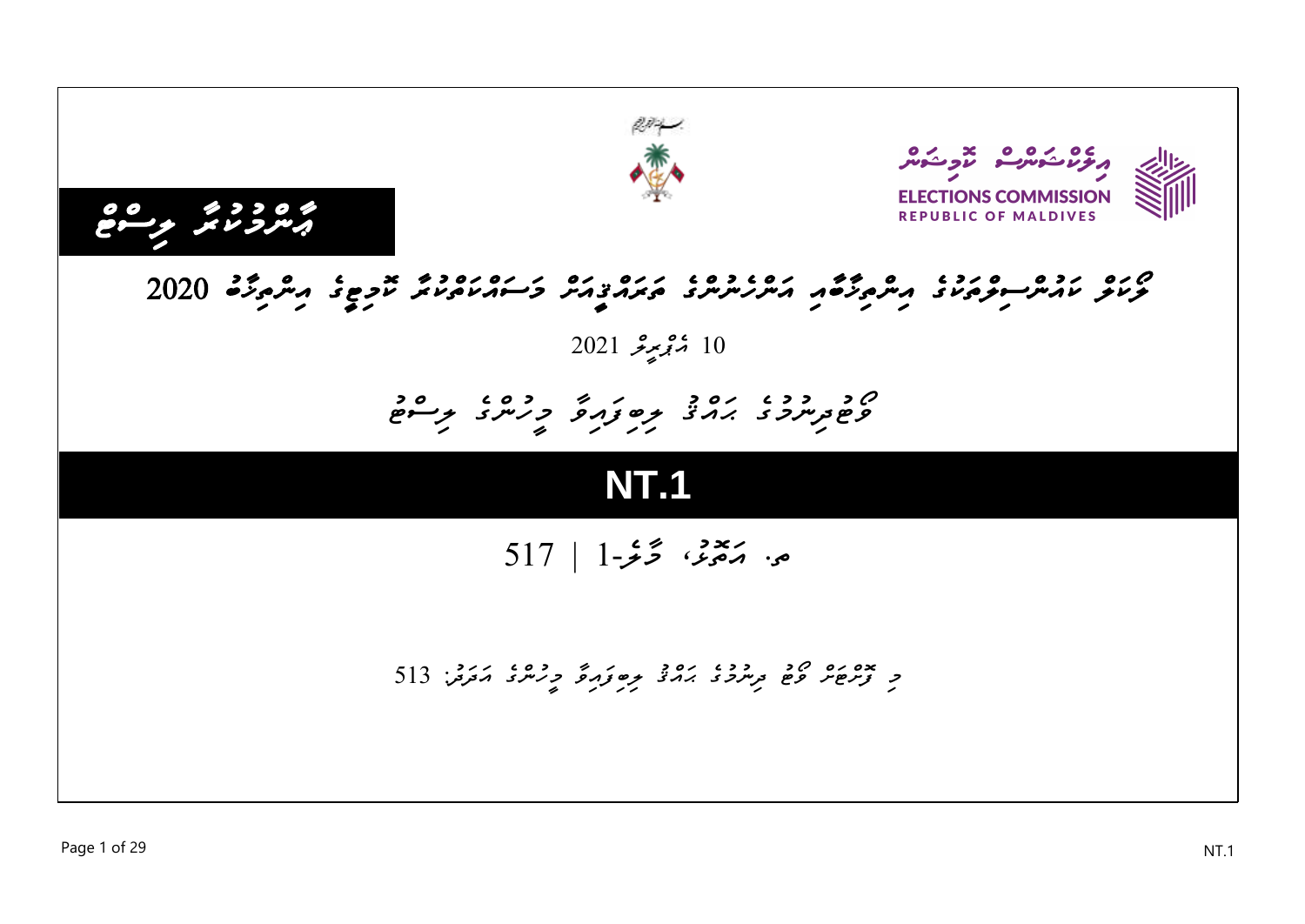އިލެކްޝަންސް ކޮމިޝަން

ELECTIONS COMMISSION
REPUBLIC OF MALDIVES

އަންހުމުކުރާ ލިސްޓް

# ލޯކަލް ކައުންސިލްތަކުގެ އިންތިޚާބާއި އަންހެނުންގެ ތަރައްޤީއަށް މަސައްކަތްކުރާ ކޮމިޓީގެ އިންތިޚާބު 2020

10 އޭޕްރިލް 2021

## ވޯޓުދިނުމުގެ ހައްޤު ލިބިފައިވާ މީހުންގެ ލިސްޓު

# NT.1

ރ. އަލިފުށި، މާލެ-1 | 517

މި ފޯމުގައި ވޯޓު ދިނުމުގެ ހައްޤު ލިބިފައިވާ މީހުންގެ އަދަދު: 513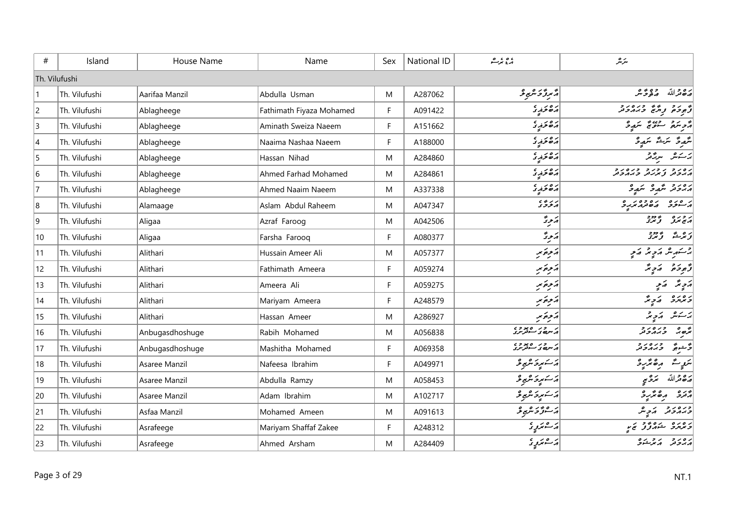| # | Island | House Name | Name | Sex | National ID | ގެއުގެ ނަން | ނަން |
|---|---|---|---|---|---|---|---|
| Th. Vilufushi | | | | | | | |
| 1 | Th. Vilufushi | Aarifaa Manzil | Abdulla Usman | M | A287062 | އާރިފާމަންޒިލް | އަބްދުﷲ ޢުޘްމާން |
| 2 | Th. Vilufushi | Ablagheege | Fathimath Fiyaza Mohamed | F | A091422 | އަބްލަޣީގެ | ފާތިމަތު ފިޔާޒާ މުޙައްމަދު |
| 3 | Th. Vilufushi | Ablagheege | Aminath Sweiza Naeem | F | A151662 | އަބްލަޣީގެ | އާމިނަތު ސްވީޒާ ނަޢީމް |
| 4 | Th. Vilufushi | Ablagheege | Naaima Nashaa Naeem | F | A188000 | އަބްލަޣީގެ | ނާއިމާ ނަށާ ނަޢީމް |
| 5 | Th. Vilufushi | Ablagheege | Hassan Nihad | M | A284860 | އަބްލަޣީގެ | ޙަސަން ނިހާދު |
| 6 | Th. Vilufushi | Ablagheege | Ahmed Farhad Mohamed | M | A284861 | އަބްލަޣީގެ | އަޙްމަދު ފަރުހާދު މުޙައްމަދު |
| 7 | Th. Vilufushi | Ablagheege | Ahmed Naaim Naeem | M | A337338 | އަބްލަޣީގެ | އަޙްމަދު ނާއިމް ނަޢީމް |
| 8 | Th. Vilufushi | Alamaage | Aslam Abdul Raheem | M | A047347 | އަލަމާގެ | އަސްލަމް އަބްދުއްރަޙީމް |
| 9 | Th. Vilufushi | Aligaa | Azraf Faroog | M | A042506 | އަލިގާ | އަޒްރަފް ފާރޫގު |
| 10 | Th. Vilufushi | Aligaa | Farsha Farooq | F | A080377 | އަލިގާ | ފަރުޝާ ފާރޫގު |
| 11 | Th. Vilufushi | Alithari | Hussain Ameer Ali | M | A057377 | އަލިތަރި | ޙުސައިން އަމީރު އަލި |
| 12 | Th. Vilufushi | Alithari | Fathimath Ameera | F | A059274 | އަލިތަރި | ފާތިމަތު އަމީރާ |
| 13 | Th. Vilufushi | Alithari | Ameera Ali | F | A059275 | އަލިތަރި | އަމީރާ އަލި |
| 14 | Th. Vilufushi | Alithari | Mariyam Ameera | F | A248579 | އަލިތަރި | މަރިޔަމް އަމީރާ |
| 15 | Th. Vilufushi | Alithari | Hassan Ameer | M | A286927 | އަލިތަރި | ޙަސަން އަމީރު |
| 16 | Th. Vilufushi | Anbugasdhoshuge | Rabih Mohamed | M | A056838 | އަނބުގަސްދޮށުގެ | ރާބިޙް މުޙައްމަދު |
| 17 | Th. Vilufushi | Anbugasdhoshuge | Mashitha Mohamed | F | A069358 | އަނބުގަސްދޮށުގެ | މާޝިތާ މުޙައްމަދު |
| 18 | Th. Vilufushi | Asaree Manzil | Nafeesa Ibrahim | F | A049971 | އަސަރީމަންޒިލް | ނަފީސާ އިބްރާހީމް |
| 19 | Th. Vilufushi | Asaree Manzil | Abdulla Ramzy | M | A058453 | އަސަރީމަންޒިލް | އަބްދުﷲ ރަމްޒީ |
| 20 | Th. Vilufushi | Asaree Manzil | Adam Ibrahim | M | A102717 | އަސަރީމަންޒިލް | އާދަމް އިބްރާހީމް |
| 21 | Th. Vilufushi | Asfaa Manzil | Mohamed Ameen | M | A091613 | އަސްފާމަންޒިލް | މުޙައްމަދު އަމީން |
| 22 | Th. Vilufushi | Asrafeege | Mariyam Shaffaf Zakee | F | A248312 | އަސްރަފީގެ | މަރިޔަމް ޝައްފާފު ޒަކީ |
| 23 | Th. Vilufushi | Asrafeege | Ahmed Arsham | M | A284409 | އަސްރަފީގެ | އަޙްމަދު އަރުޝަމް |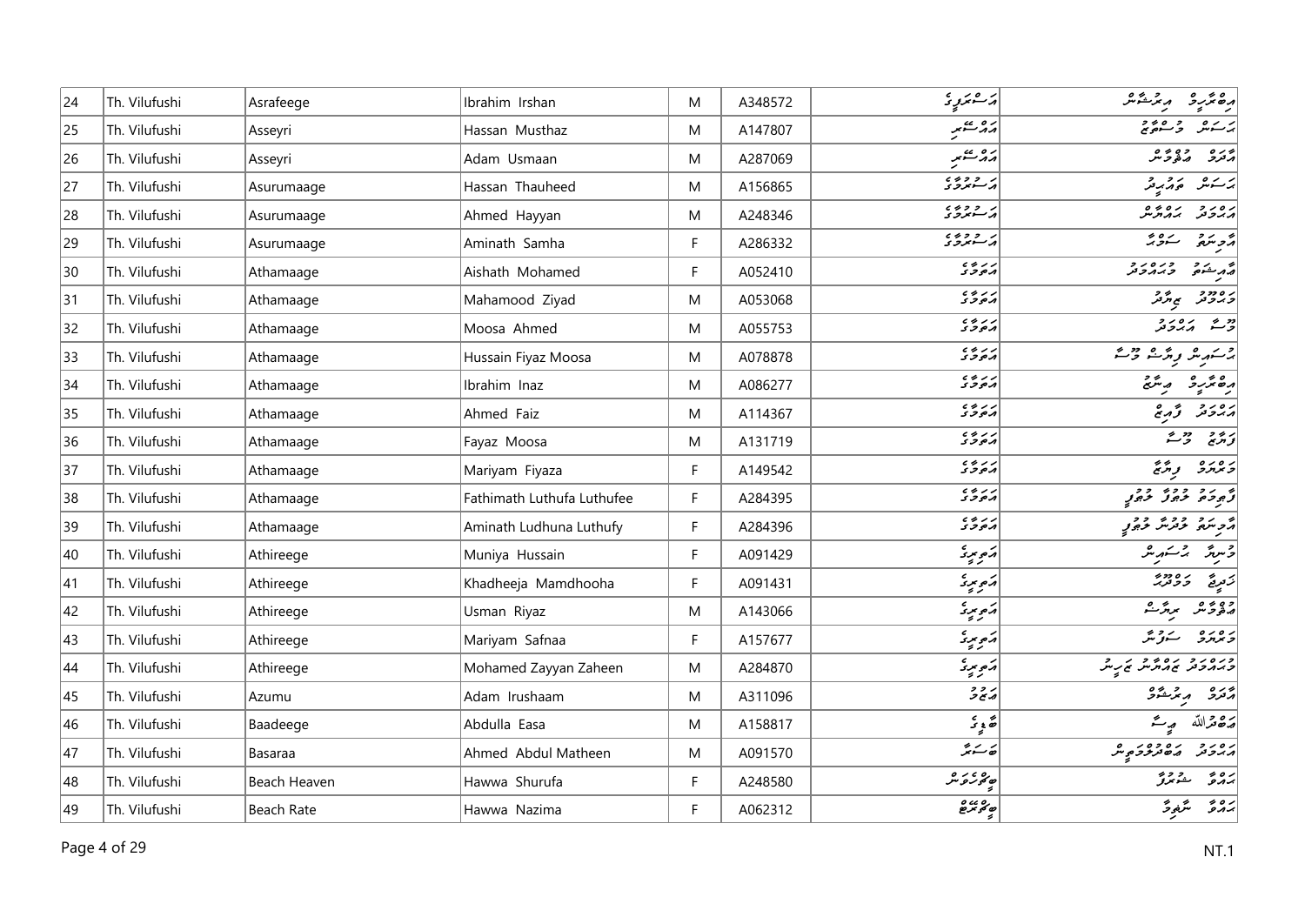| 24 | Th. Vilufushi | Asrafeege | Ibrahim Irshan | M | A348572 | އަސްރަފީގެ | އިބްރާހީމް އިރުޝާން |
|---|---|---|---|---|---|---|---|
| 25 | Th. Vilufushi | Asseyri | Hassan Musthaz | M | A147807 | އައްސޭރި | ހަސަން މުސްތާޒު |
| 26 | Th. Vilufushi | Asseyri | Adam Usmaan | M | A287069 | އައްސޭރި | އާދަމް އުސްމާން |
| 27 | Th. Vilufushi | Asurumaage | Hassan Thauheed | M | A156865 | އަސުރުމާގެ | ހަސަން ތައުހީދު |
| 28 | Th. Vilufushi | Asurumaage | Ahmed Hayyan | M | A248346 | އަސުރުމާގެ | އަހްމަދު ހައްޔާން |
| 29 | Th. Vilufushi | Asurumaage | Aminath Samha | F | A286332 | އަސުރުމާގެ | އާމިނަތު ސަމްހާ |
| 30 | Th. Vilufushi | Athamaage | Aishath Mohamed | F | A052410 | އަތަމާގެ | އާއިޝަތު މުހައްމަދު |
| 31 | Th. Vilufushi | Athamaage | Mahamood Ziyad | M | A053068 | އަތަމާގެ | މަހްމޫދު ޒިޔާދު |
| 32 | Th. Vilufushi | Athamaage | Moosa Ahmed | M | A055753 | އަތަމާގެ | މޫސާ އަހްމަދު |
| 33 | Th. Vilufushi | Athamaage | Hussain Fiyaz Moosa | M | A078878 | އަތަމާގެ | ހުސައިން ފިޔާޒް މޫސާ |
| 34 | Th. Vilufushi | Athamaage | Ibrahim Inaz | M | A086277 | އަތަމާގެ | އިބްރާހީމް އިނާޒް |
| 35 | Th. Vilufushi | Athamaage | Ahmed Faiz | M | A114367 | އަތަމާގެ | އަހްމަދު ފާއިޒް |
| 36 | Th. Vilufushi | Athamaage | Fayaz Moosa | M | A131719 | އަތަމާގެ | ފަޔާޒް މޫސާ |
| 37 | Th. Vilufushi | Athamaage | Mariyam Fiyaza | F | A149542 | އަތަމާގެ | މަރިޔަމް ފިޔާޒާ |
| 38 | Th. Vilufushi | Athamaage | Fathimath Luthufa Luthufee | F | A284395 | އަތަމާގެ | ފާތިމަތު ލުތުފާ ލުތުފީ |
| 39 | Th. Vilufushi | Athamaage | Aminath Ludhuna Luthufy | F | A284396 | އަތަމާގެ | އާމިނަތު ލުދުނާ ލުތުފީ |
| 40 | Th. Vilufushi | Athireege | Muniya Hussain | F | A091429 | އަތިރީގެ | މުނިޔާ ހުސައިން |
| 41 | Th. Vilufushi | Athireege | Khadheeja Mamdhooha | F | A091431 | އަތިރީގެ | ޚަދީޖާ މަމްދޫހާ |
| 42 | Th. Vilufushi | Athireege | Usman Riyaz | M | A143066 | އަތިރީގެ | އުސްމާން ރިޔާޒް |
| 43 | Th. Vilufushi | Athireege | Mariyam Safnaa | F | A157677 | އަތިރީގެ | މަރިޔަމް ސަފްނާ |
| 44 | Th. Vilufushi | Athireege | Mohamed Zayyan Zaheen | M | A284870 | އަތިރީގެ | މުހައްމަދު ޒައްޔާން ޒަހީން |
| 45 | Th. Vilufushi | Azumu | Adam Irushaam | M | A311096 | އަޒުމު | އާދަމް އިރުޝާމް |
| 46 | Th. Vilufushi | Baadeege | Abdulla Easa | M | A158817 | ބާދީގެ | އަބްދުﷲ ޢީސާ |
| 47 | Th. Vilufushi | Basaraa | Ahmed Abdul Matheen | M | A091570 | ބަސަރާ | އަހްމަދު އަބްދުލްމަތީން |
| 48 | Th. Vilufushi | Beach Heaven | Hawwa Shurufa | F | A248580 | ބީޗްހެވަން | ހައްވާ ޝުރުފާ |
| 49 | Th. Vilufushi | Beach Rate | Hawwa Nazima | F | A062312 | ބީޗްރޭޓް | ހައްވާ ނާޒިމާ |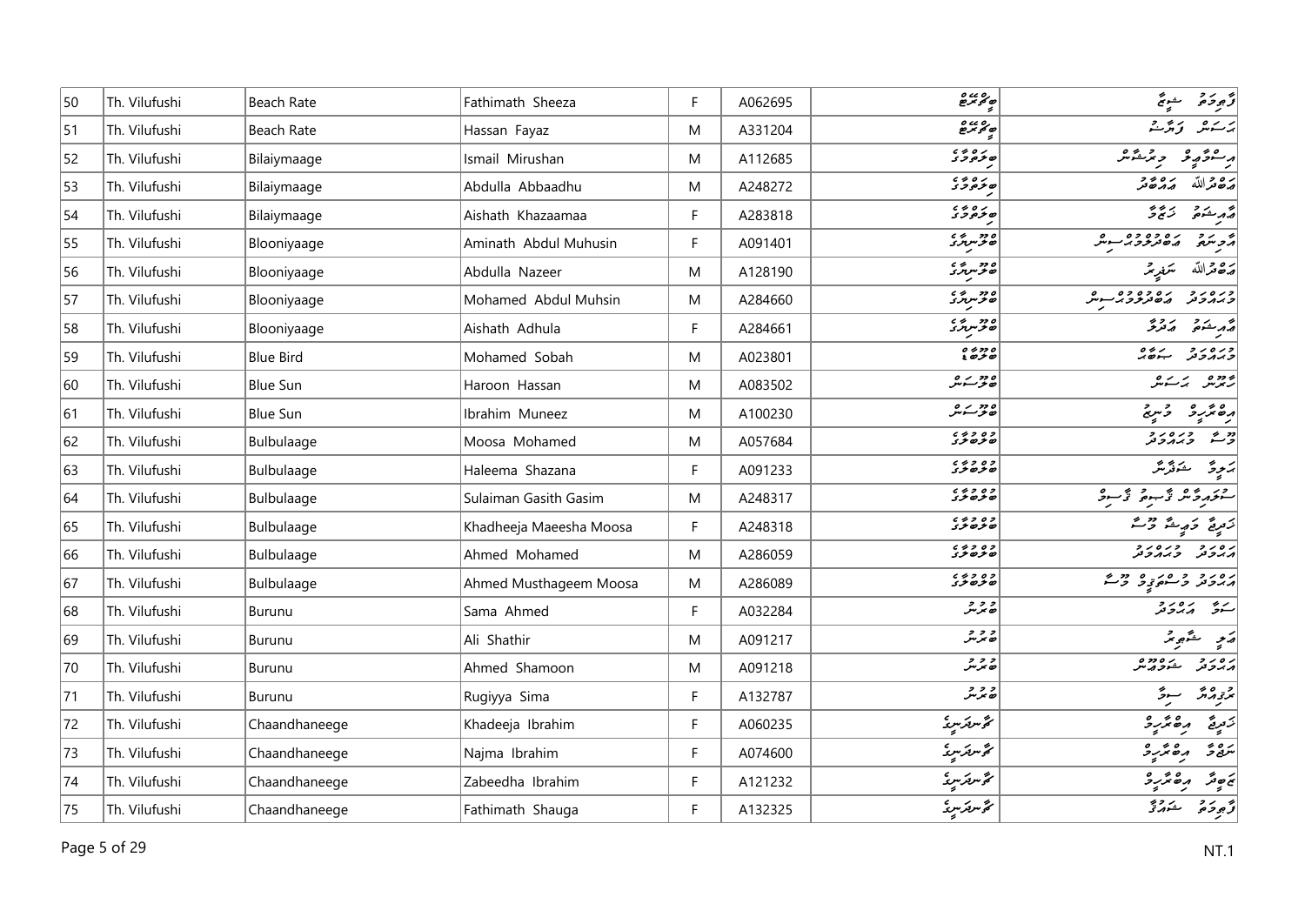| 50 | Th. Vilufushi | Beach Rate | Fathimath Sheeza | F | A062695 | ޕީޗްރޭޓް | ފާތިމަތު ޝީޒާ |
|---|---|---|---|---|---|---|---|
| 51 | Th. Vilufushi | Beach Rate | Hassan Fayaz | M | A331204 | ޕީޗްރޭޓް | ހަސަން ފައްޔާޒު |
| 52 | Th. Vilufushi | Bilaiymaage | Ismail Mirushan | M | A112685 | ބިލައިމާގެ | އިސްމާޢީލް މިރުޝާން |
| 53 | Th. Vilufushi | Bilaiymaage | Abdulla Abbaadhu | M | A248272 | ބިލައިމާގެ | އަބްދުﷲ އައްބާދު |
| 54 | Th. Vilufushi | Bilaiymaage | Aishath Khazaamaa | F | A283818 | ބިލައިމާގެ | އާއިޝަތު ހަޒާމާ |
| 55 | Th. Vilufushi | Blooniyaage | Aminath Abdul Muhusin | F | A091401 | ބްލޫނިޔާގެ | އާމިނަތު އަބްދުލްމުހުސިން |
| 56 | Th. Vilufushi | Blooniyaage | Abdulla Nazeer | M | A128190 | ބްލޫނިޔާގެ | އަބްދުﷲ ނަޒީރު |
| 57 | Th. Vilufushi | Blooniyaage | Mohamed Abdul Muhsin | M | A284660 | ބްލޫނިޔާގެ | މުޙައްމަދު އަބްދުލްމުހުސިން |
| 58 | Th. Vilufushi | Blooniyaage | Aishath Adhula | F | A284661 | ބްލޫނިޔާގެ | އާއިޝަތު އަދުލާ |
| 59 | Th. Vilufushi | Blue Bird | Mohamed Sobah | M | A023801 | ބްލޫބާޑް | މުޙައްމަދު ސަބާޙް |
| 60 | Th. Vilufushi | Blue Sun | Haroon Hassan | M | A083502 | ބްލޫސަން | ހާރޫން ހަސަން |
| 61 | Th. Vilufushi | Blue Sun | Ibrahim Muneez | M | A100230 | ބްލޫސަން | އިބްރާހީމް މުނީޒް |
| 62 | Th. Vilufushi | Bulbulaage | Moosa Mohamed | M | A057684 | ބުލްބުލާގެ | މޫސާ މުޙައްމަދު |
| 63 | Th. Vilufushi | Bulbulaage | Haleema Shazana | F | A091233 | ބުލްބުލާގެ | ހަލީމާ ޝަޒާނާ |
| 64 | Th. Vilufushi | Bulbulaage | Sulaiman Gasith Gasim | M | A248317 | ބުލްބުލާގެ | ސުލައިމާން ގާސިތު ގާސިމް |
| 65 | Th. Vilufushi | Bulbulaage | Khadheeja Maeesha Moosa | F | A248318 | ބުލްބުލާގެ | ޚަދީޖާ މައީޝާ މޫސާ |
| 66 | Th. Vilufushi | Bulbulaage | Ahmed Mohamed | M | A286059 | ބުލްބުލާގެ | އަޙްމަދު މުޙައްމަދު |
| 67 | Th. Vilufushi | Bulbulaage | Ahmed Musthageem Moosa | M | A286089 | ބުލްބުލާގެ | އަޙްމަދު މުސްތަޤީމް މޫސާ |
| 68 | Th. Vilufushi | Burunu | Sama Ahmed | F | A032284 | ބުރުނު | ސަމާ އަޙްމަދު |
| 69 | Th. Vilufushi | Burunu | Ali Shathir | M | A091217 | ބުރުނު | އަލި ޝާތިރު |
| 70 | Th. Vilufushi | Burunu | Ahmed Shamoon | M | A091218 | ބުރުނު | އަޙްމަދު ޝަމްޢޫން |
| 71 | Th. Vilufushi | Burunu | Rugiyya Sima | F | A132787 | ބުރުނު | ރުޤިއްޔާ ސީމާ |
| 72 | Th. Vilufushi | Chaandhaneege | Khadeeja Ibrahim | F | A060235 | ޗާނދަނީގެ | ޚަދީޖާ އިބްރާހީމް |
| 73 | Th. Vilufushi | Chaandhaneege | Najma Ibrahim | F | A074600 | ޗާނދަނީގެ | ނަޖްމާ އިބްރާހީމް |
| 74 | Th. Vilufushi | Chaandhaneege | Zabeedha Ibrahim | F | A121232 | ޗާނދަނީގެ | ޒަބީދާ އިބްރާހީމް |
| 75 | Th. Vilufushi | Chaandhaneege | Fathimath Shauga | F | A132325 | ޗާނދަނީގެ | ފާތިމަތު ޝައުގާ |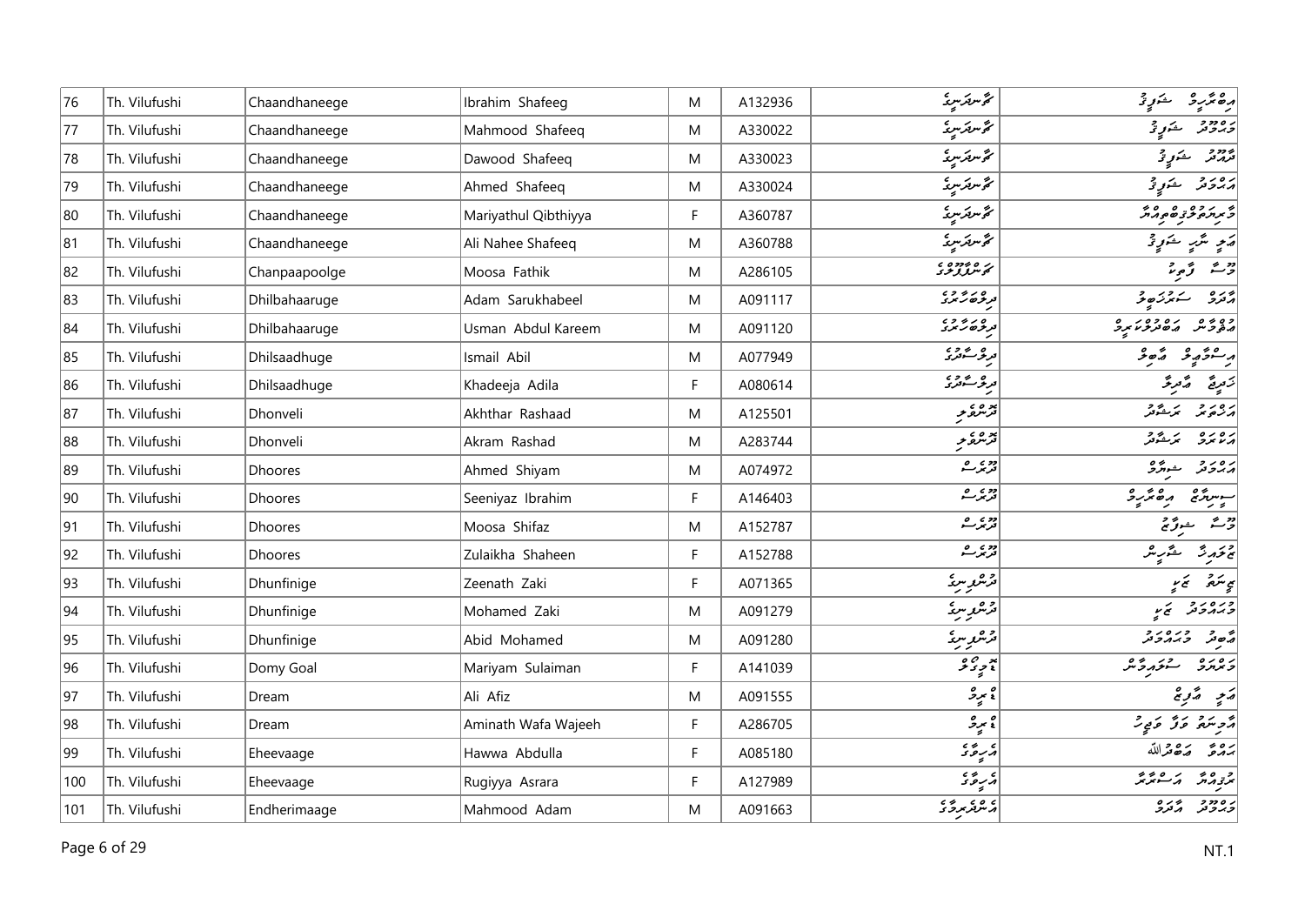| 76 | Th. Vilufushi | Chaandhaneege | Ibrahim Shafeeg | M | A132936 | ڭوسرىرسرى | ھەمگرىدى شىرى ت |
|---|---|---|---|---|---|---|---|
| 77 | Th. Vilufushi | Chaandhaneege | Mahmood Shafeeq | M | A330022 | ڭوسرىرسرى | دەددد شىرى ت |
| 78 | Th. Vilufushi | Chaandhaneege | Dawood Shafeeq | M | A330023 | ڭوسرىرسرى | ئەدد شىرى ت |
| 79 | Th. Vilufushi | Chaandhaneege | Ahmed Shafeeq | M | A330024 | ڭوسرىرسرى | ئەردىر شىرى ت |
| 80 | Th. Vilufushi | Chaandhaneege | Mariyathul Qibthiyya | F | A360787 | ڭوسرىرسرى | ۋىرەۋە ۋەھوەڭ |
| 81 | Th. Vilufushi | Chaandhaneege | Ali Nahee Shafeeq | M | A360788 | ڭوسرىرسرى | ئەي ئىرى شىرى ت |
| 82 | Th. Vilufushi | Chanpaapoolge | Moosa Fathik | M | A286105 | ئەھرۇۋۋى | دىئە ۋەرە |
| 83 | Th. Vilufushi | Dhilbahaaruge | Adam Sarukhabeel | M | A091117 | دىرۋەئەرى | ئەتەرە سەئەرەھىۋ |
| 84 | Th. Vilufushi | Dhilbahaaruge | Usman Abdul Kareem | M | A091120 | دىرۋەئەرى | ۋەۋەر ئەھىرەئىرۋ |
| 85 | Th. Vilufushi | Dhilsaadhuge | Ismail Abil | M | A077949 | دىرۋسۇدى | ئىرىسۇگەرى ئەھى |
| 86 | Th. Vilufushi | Dhilsaadhuge | Khadeeja Adila | F | A080614 | دىرۋسۇدى | زىرىج ئەدرۇ |
| 87 | Th. Vilufushi | Dhonveli | Akhthar Rashaad | M | A125501 | ترىرى | ئەرەر ئىرشەر |
| 88 | Th. Vilufushi | Dhonveli | Akram Rashad | M | A283744 | ترىرى | ئەرە ئىرشەر |
| 89 | Th. Vilufushi | Dhoores | Ahmed Shiyam | M | A074972 | دىرى | ئەرەر شىۋ |
| 90 | Th. Vilufushi | Dhoores | Seeniyaz Ibrahim | F | A146403 | دىرى | سىسرىگ ئەھمگرىۋ |
| 91 | Th. Vilufushi | Dhoores | Moosa Shifaz | M | A152787 | دىرى | دىئە شىرىج |
| 92 | Th. Vilufushi | Dhoores | Zulaikha Shaheen | F | A152788 | دىرى | جەرىئە شەرىر |
| 93 | Th. Vilufushi | Dhunfinige | Zeenath Zaki | F | A071365 | ترشرسرى | يىسى ئەي |
| 94 | Th. Vilufushi | Dhunfinige | Mohamed Zaki | M | A091279 | ترشرسرى | دىرەرد ئەي |
| 95 | Th. Vilufushi | Dhunfinige | Abid Mohamed | M | A091280 | ترشرسرى | ئەھىر دىرەرد |
| 96 | Th. Vilufushi | Domy Goal | Mariyam Sulaiman | F | A141039 | ئىرىۋ | دىرەرە سىزىرۇش |
| 97 | Th. Vilufushi | Dream | Ali Afiz | M | A091555 | ئىرۋ | ئەي ئەۋىج |
| 98 | Th. Vilufushi | Dream | Aminath Wafa Wajeeh | F | A286705 | ئىرۋ | ئەدىرە ئەۋ ئەيى |
| 99 | Th. Vilufushi | Eheevaage | Hawwa Abdulla | F | A085180 | ئەرىۋى | ئەرى ئەھرالله |
| 100 | Th. Vilufushi | Eheevaage | Rugiyya Asrara | F | A127989 | ئەرىۋى | برىرەئە ئەسىئەئە |
| 101 | Th. Vilufushi | Endherimaage | Mahmood Adam | M | A091663 | ئەسرىرىرۋى | دەددد ئەتەرە |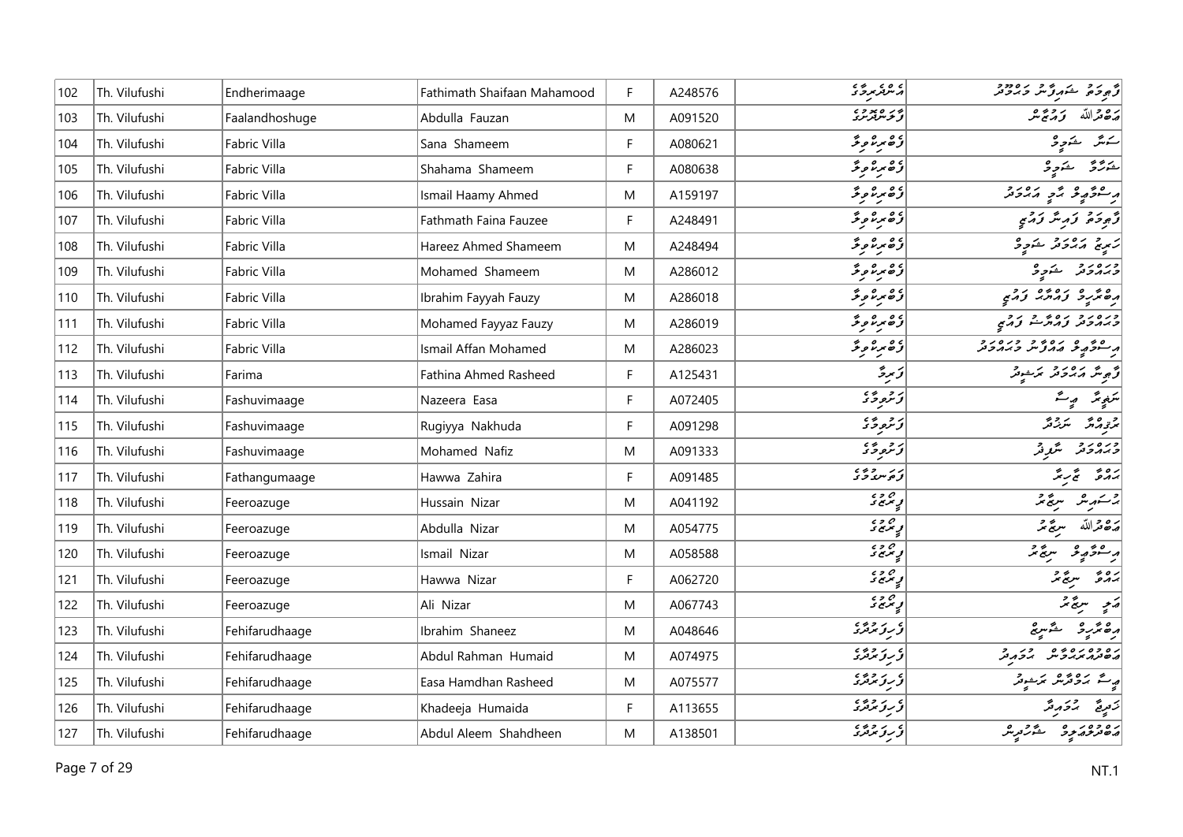| 102 | Th. Vilufushi | Endherimaage | Fathimath Shaifaan Mahamood | F | A248576 | ޔ.ސްދެރިމާގެ | ފާތިމަތު ޝައިފާން މަޙްމޫދު |
|---|---|---|---|---|---|---|---|
| 103 | Th. Vilufushi | Faalandhoshuge | Abdulla Fauzan | M | A091520 | ފާލަންދޮށުގެ | އަބްދުﷲ ފައުޒާން |
| 104 | Th. Vilufushi | Fabric Villa | Sana Shameem | F | A080621 | ފެބްރިކްވިލާ | ސަނާ ޝަމީމް |
| 105 | Th. Vilufushi | Fabric Villa | Shahama Shameem | F | A080638 | ފެބްރިކްވިލާ | ޝަހާމާ ޝަމީމް |
| 106 | Th. Vilufushi | Fabric Villa | Ismail Haamy Ahmed | M | A159197 | ފެބްރިކްވިލާ | އިސްމާޢީލް ހާމީ އަޙްމަދު |
| 107 | Th. Vilufushi | Fabric Villa | Fathmath Faina Fauzee | F | A248491 | ފެބްރިކްވިލާ | ފާތިމަތު ފައިނާ ފައުޒީ |
| 108 | Th. Vilufushi | Fabric Villa | Hareez Ahmed Shameem | M | A248494 | ފެބްރިކްވިލާ | ހަރީޒް އަޙްމަދު ޝަމީމް |
| 109 | Th. Vilufushi | Fabric Villa | Mohamed Shameem | M | A286012 | ފެބްރިކްވިލާ | މުޙައްމަދު ޝަމީމް |
| 110 | Th. Vilufushi | Fabric Villa | Ibrahim Fayyah Fauzy | M | A286018 | ފެބްރިކްވިލާ | އިބްރާހީމް ފައްޔާޙް ފައުޒީ |
| 111 | Th. Vilufushi | Fabric Villa | Mohamed Fayyaz Fauzy | M | A286019 | ފެބްރިކްވިލާ | މުޙައްމަދު ފައްޔާޒް ފައުޒީ |
| 112 | Th. Vilufushi | Fabric Villa | Ismail Affan Mohamed | M | A286023 | ފެބްރިކްވިލާ | އިސްމާޢީލް އައްފާން މުޙައްމަދު |
| 113 | Th. Vilufushi | Farima | Fathina Ahmed Rasheed | F | A125431 | ފަރިމާ | ފާތިނާ އަޙްމަދު ރަޝީދު |
| 114 | Th. Vilufushi | Fashuvimaage | Nazeera Easa | F | A072405 | ފަށުވިމާގެ | ނަޒީރާ ޢީސާ |
| 115 | Th. Vilufushi | Fashuvimaage | Rugiyya Nakhuda | F | A091298 | ފަށުވިމާގެ | ރުގިއްޔާ ނަޚުދާ |
| 116 | Th. Vilufushi | Fashuvimaage | Mohamed Nafiz | M | A091333 | ފަށުވިމާގެ | މުޙައްމަދު ނާފިޒު |
| 117 | Th. Vilufushi | Fathangumaage | Hawwa Zahira | F | A091485 | ފަތަނގުމާގެ | ޙައްވާ ޒާހިރާ |
| 118 | Th. Vilufushi | Feeroazuge | Hussain Nizar | M | A041192 | ފީރޯޒުގެ | ޙުސައިން ނިޒާރު |
| 119 | Th. Vilufushi | Feeroazuge | Abdulla Nizar | M | A054775 | ފީރޯޒުގެ | އަބްދުﷲ ނިޒާރު |
| 120 | Th. Vilufushi | Feeroazuge | Ismail Nizar | M | A058588 | ފީރޯޒުގެ | އިސްމާޢީލް ނިޒާރު |
| 121 | Th. Vilufushi | Feeroazuge | Hawwa Nizar | F | A062720 | ފީރޯޒުގެ | ޙައްވާ ނިޒާރު |
| 122 | Th. Vilufushi | Feeroazuge | Ali Nizar | M | A067743 | ފީރޯޒުގެ | އަލި ނިޒާރު |
| 123 | Th. Vilufushi | Fehifarudhaage | Ibrahim Shaneez | M | A048646 | ފެހިފަރުދާގެ | އިބްރާހީމް ޝާނީޒް |
| 124 | Th. Vilufushi | Fehifarudhaage | Abdul Rahman Humaid | M | A074975 | ފެހިފަރުދާގެ | އަބްދުއްރަޙްމާން ޙުމައިދު |
| 125 | Th. Vilufushi | Fehifarudhaage | Easa Hamdhan Rasheed | M | A075577 | ފެހިފަރުދާގެ | ޢީސާ ހަމްދާން ރަޝީދު |
| 126 | Th. Vilufushi | Fehifarudhaage | Khadeeja Humaida | F | A113655 | ފެހިފަރުދާގެ | ޚަދީޖާ ޙުމައިދާ |
| 127 | Th. Vilufushi | Fehifarudhaage | Abdul Aleem Shahdheen | M | A138501 | ފެހިފަރުދާގެ | އަބްދުލްޢަލީމް ޝަހްދީން |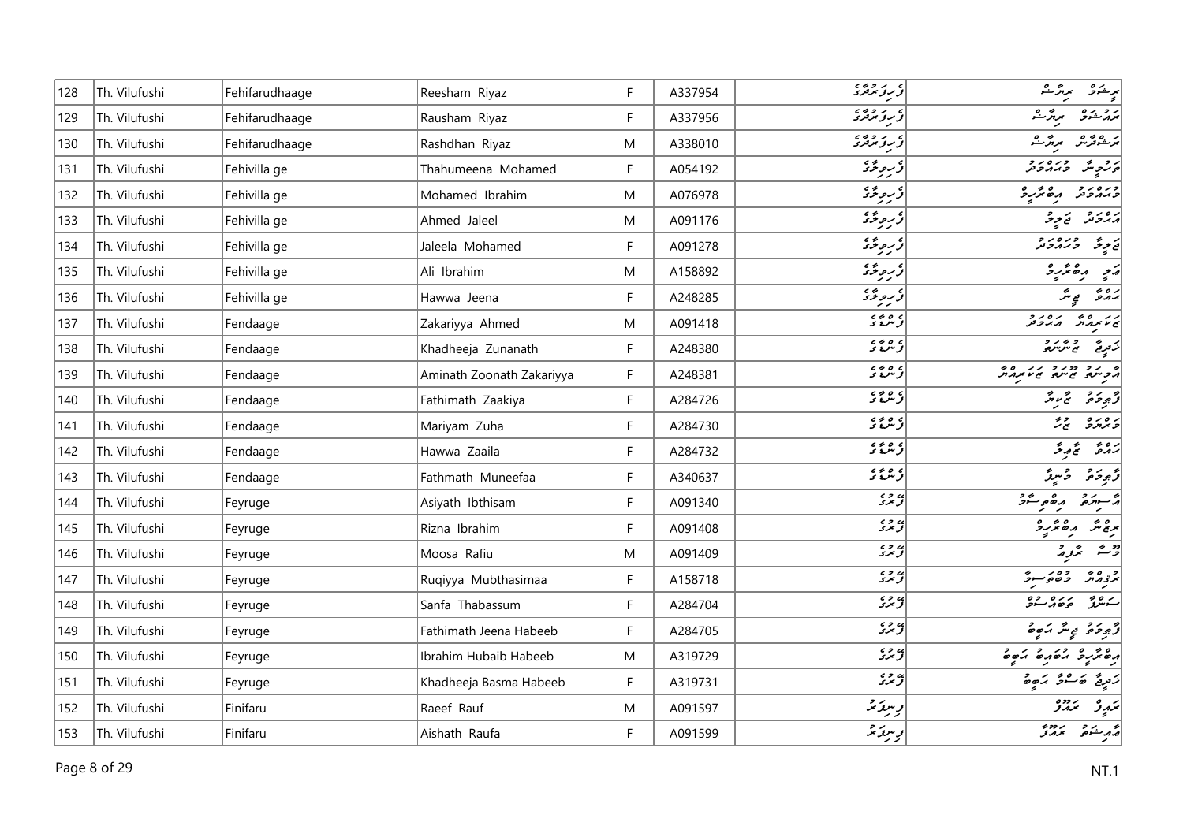| 128 | Th. Vilufushi | Fehifarudhaage | Reesham Riyaz | F | A337954 | ފެހިފަރުދާގެ | ރީޝަމް ރިޔާޒް |
|---|---|---|---|---|---|---|---|
| 129 | Th. Vilufushi | Fehifarudhaage | Rausham Riyaz | F | A337956 | ފެހިފަރުދާގެ | ރައުޝަމް ރިޔާޒް |
| 130 | Th. Vilufushi | Fehifarudhaage | Rashdhan Riyaz | M | A338010 | ފެހިފަރުދާގެ | ރަޝްދާން ރިޔާޒް |
| 131 | Th. Vilufushi | Fehivilla ge | Thahumeena Mohamed | F | A054192 | ފެހިވިލާގެ | ތަހުމީނާ މުހައްމަދު |
| 132 | Th. Vilufushi | Fehivilla ge | Mohamed Ibrahim | M | A076978 | ފެހިވިލާގެ | މުހައްމަދު އިބްރާހީމް |
| 133 | Th. Vilufushi | Fehivilla ge | Ahmed Jaleel | M | A091176 | ފެހިވިލާގެ | އަހުމަދު ޖަލީލް |
| 134 | Th. Vilufushi | Fehivilla ge | Jaleela Mohamed | F | A091278 | ފެހިވިލާގެ | ޖަލީލާ މުހައްމަދު |
| 135 | Th. Vilufushi | Fehivilla ge | Ali Ibrahim | M | A158892 | ފެހިވިލާގެ | އަލި އިބްރާހީމް |
| 136 | Th. Vilufushi | Fehivilla ge | Hawwa Jeena | F | A248285 | ފެހިވިލާގެ | ހައްވާ ޖީނާ |
| 137 | Th. Vilufushi | Fendaage | Zakariyya Ahmed | M | A091418 | ފެންދާގެ | ޒަކަރިއްޔާ އަހުމަދު |
| 138 | Th. Vilufushi | Fendaage | Khadheeja Zunanath | F | A248380 | ފެންދާގެ | ޚަދީޖާ ޒުނަނަތް |
| 139 | Th. Vilufushi | Fendaage | Aminath Zoonath Zakariyya | F | A248381 | ފެންދާގެ | އާމިނަތު ޒޫނަތު ޒަކަރިއްޔާ |
| 140 | Th. Vilufushi | Fendaage | Fathimath Zaakiya | F | A284726 | ފެންދާގެ | ފާތިމަތު ޒާކިޔާ |
| 141 | Th. Vilufushi | Fendaage | Mariyam Zuha | F | A284730 | ފެންދާގެ | މަރިޔަމް ޒުހާ |
| 142 | Th. Vilufushi | Fendaage | Hawwa Zaaila | F | A284732 | ފެންދާގެ | ހައްވާ ޒާއިލާ |
| 143 | Th. Vilufushi | Fendaage | Fathmath Muneefaa | F | A340637 | ފެންދާގެ | ފާތިމަތު މުނީފާ |
| 144 | Th. Vilufushi | Feyruge | Asiyath Ibthisam | F | A091340 | ފެއްރުގެ | އާސިޔަތު އިބްތިސާމް |
| 145 | Th. Vilufushi | Feyruge | Rizna Ibrahim | F | A091408 | ފެއްރުގެ | ރިޒްނާ އިބްރާހީމް |
| 146 | Th. Vilufushi | Feyruge | Moosa Rafiu | M | A091409 | ފެއްރުގެ | މޫސާ ރާފިއު |
| 147 | Th. Vilufushi | Feyruge | Ruqiyya Mubthasimaa | F | A158718 | ފެއްރުގެ | ރުޤިއްޔާ މުބްތަސިމާ |
| 148 | Th. Vilufushi | Feyruge | Sanfa Thabassum | F | A284704 | ފެއްރުގެ | ސަންފާ ތަބައްސުމް |
| 149 | Th. Vilufushi | Feyruge | Fathimath Jeena Habeeb | F | A284705 | ފެއްރުގެ | ފާތިމަތު ޖީނާ ހަބީބް |
| 150 | Th. Vilufushi | Feyruge | Ibrahim Hubaib Habeeb | M | A319729 | ފެއްރުގެ | އިބްރާހީމް ހުބައިބް ހަބީބް |
| 151 | Th. Vilufushi | Feyruge | Khadheeja Basma Habeeb | F | A319731 | ފެއްރުގެ | ޚަދީޖާ ބަސްމާ ހަބީބް |
| 152 | Th. Vilufushi | Finifaru | Raeef Rauf | M | A091597 | ފިނިފަރު | ރައީފް ރައުފް |
| 153 | Th. Vilufushi | Finifaru | Aishath Raufa | F | A091599 | ފިނިފަރު | އައިށަތު ރައުފާ |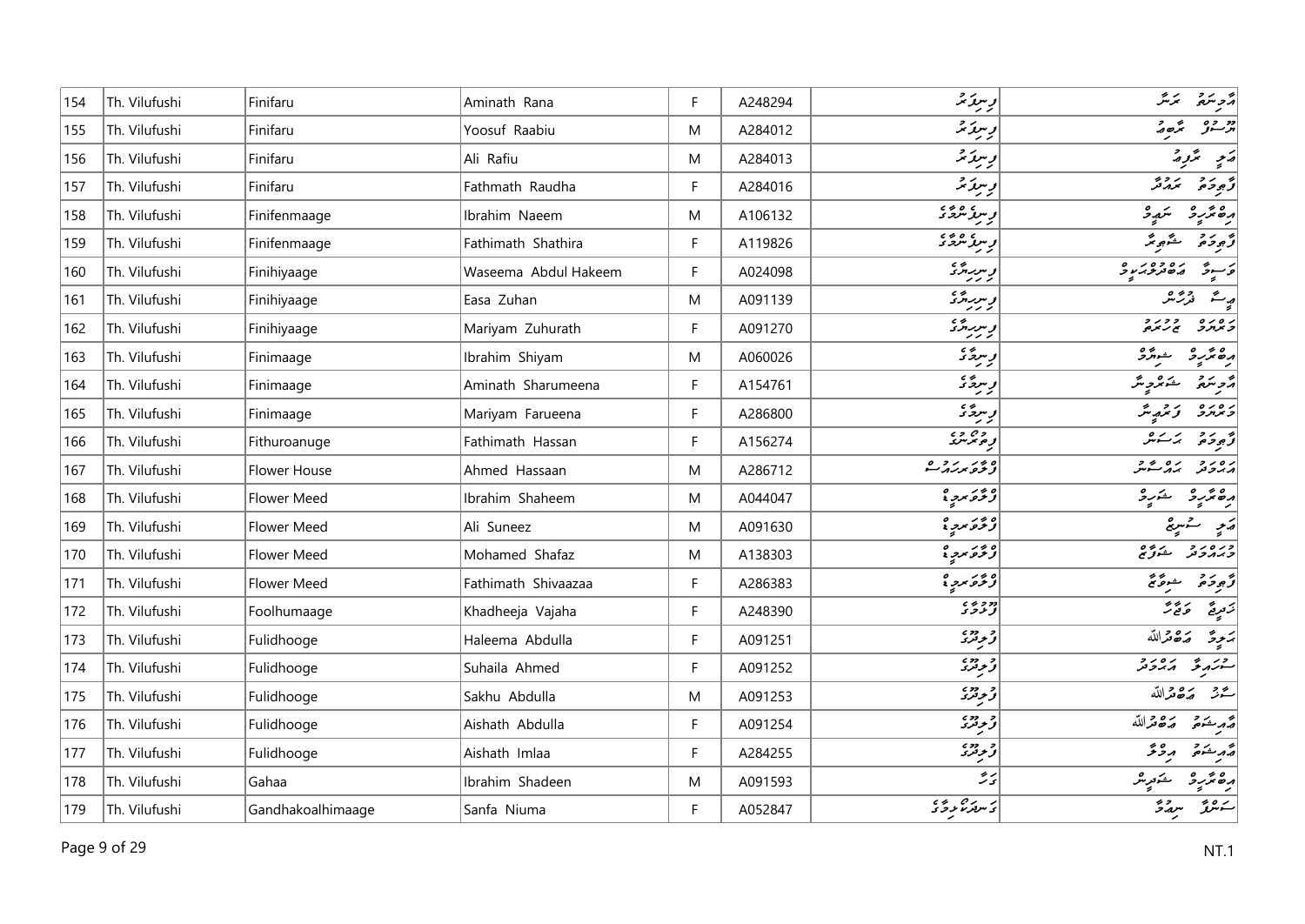| 154 | Th. Vilufushi | Finifaru | Aminath Rana | F | A248294 | ވިނިފަރު | އާމިނަތު ރަނާ |
|---|---|---|---|---|---|---|---|
| 155 | Th. Vilufushi | Finifaru | Yoosuf Raabiu | M | A284012 | ވިނިފަރު | ޔޫސުފު ރާބިއު |
| 156 | Th. Vilufushi | Finifaru | Ali Rafiu | M | A284013 | ވިނިފަރު | އަލި ރާފިއު |
| 157 | Th. Vilufushi | Finifaru | Fathmath Raudha | F | A284016 | ވިނިފަރު | ފާތިމަތު ރައުދާ |
| 158 | Th. Vilufushi | Finifenmaage | Ibrahim Naeem | M | A106132 | ވިނިފެންމާގެ | އިބްރާހީމް ނަޢީމް |
| 159 | Th. Vilufushi | Finifenmaage | Fathimath Shathira | F | A119826 | ވިނިފެންމާގެ | ފާތިމަތު ޝާތިރާ |
| 160 | Th. Vilufushi | Finihiyaage | Waseema Abdul Hakeem | F | A024098 | ވިނިހިޔާގެ | ވަސީމާ އަބްދުލްހަކީމް |
| 161 | Th. Vilufushi | Finihiyaage | Easa Zuhan | M | A091139 | ވިނިހިޔާގެ | ޢީސާ ޒުހާން |
| 162 | Th. Vilufushi | Finihiyaage | Mariyam Zuhurath | F | A091270 | ވިނިހިޔާގެ | މަރިޔަމް ޒުހުރަތު |
| 163 | Th. Vilufushi | Finimaage | Ibrahim Shiyam | M | A060026 | ވިނިމާގެ | އިބްރާހީމް ޝިޔާމް |
| 164 | Th. Vilufushi | Finimaage | Aminath Sharumeena | F | A154761 | ވިނިމާގެ | އާމިނަތު ޝަރުމީނާ |
| 165 | Th. Vilufushi | Finimaage | Mariyam Farueena | F | A286800 | ވިނިމާގެ | މަރިޔަމް ފަރުޢީނާ |
| 166 | Th. Vilufushi | Fithuroanuge | Fathimath Hassan | F | A156274 | ފިތުރޯނުގެ | ފާތިމަތު ހަސަން |
| 167 | Th. Vilufushi | Flower House | Ahmed Hassaan | M | A286712 | ފްލާވަރހައުސް | އަޙްމަދު ހައްސާން |
| 168 | Th. Vilufushi | Flower Meed | Ibrahim Shaheem | M | A044047 | ފްލާވަރމީޑް | އިބްރާހީމް ޝަހީމް |
| 169 | Th. Vilufushi | Flower Meed | Ali Suneez | M | A091630 | ފްލާވަރމީޑް | އަލި ސުނީޒް |
| 170 | Th. Vilufushi | Flower Meed | Mohamed Shafaz | M | A138303 | ފްލާވަރމީޑް | މުޙައްމަދު ޝަފާޒް |
| 171 | Th. Vilufushi | Flower Meed | Fathimath Shivaazaa | F | A286383 | ފްލާވަރމީޑް | ފާތިމަތު ޝިވާޒާ |
| 172 | Th. Vilufushi | Foolhumaage | Khadheeja Vajaha | F | A248390 | ފޫޅުމާގެ | ޚަދީޖާ ވަޖާހާ |
| 173 | Th. Vilufushi | Fulidhooge | Haleema Abdulla | F | A091251 | ފުލިދޫގެ | ހަލީމާ އަބްދުﷲ |
| 174 | Th. Vilufushi | Fulidhooge | Suhaila Ahmed | F | A091252 | ފުލިދޫގެ | ސުހައިލާ އަޙްމަދު |
| 175 | Th. Vilufushi | Fulidhooge | Sakhu Abdulla | M | A091253 | ފުލިދޫގެ | ސަޚު އަބްދުﷲ |
| 176 | Th. Vilufushi | Fulidhooge | Aishath Abdulla | F | A091254 | ފުލިދޫގެ | އާއިޝަތު އަބްދުﷲ |
| 177 | Th. Vilufushi | Fulidhooge | Aishath Imlaa | F | A284255 | ފުލިދޫގެ | އާއިޝަތު އިމްލާ |
| 178 | Th. Vilufushi | Gahaa | Ibrahim Shadeen | M | A091593 | ގަހާ | އިބްރާހީމް ޝަދީން |
| 179 | Th. Vilufushi | Gandhakoalhimaage | Sanfa Niuma | F | A052847 | ގަނދަކޮޅިމާގެ | ސަންފާ ނިޢުމާ |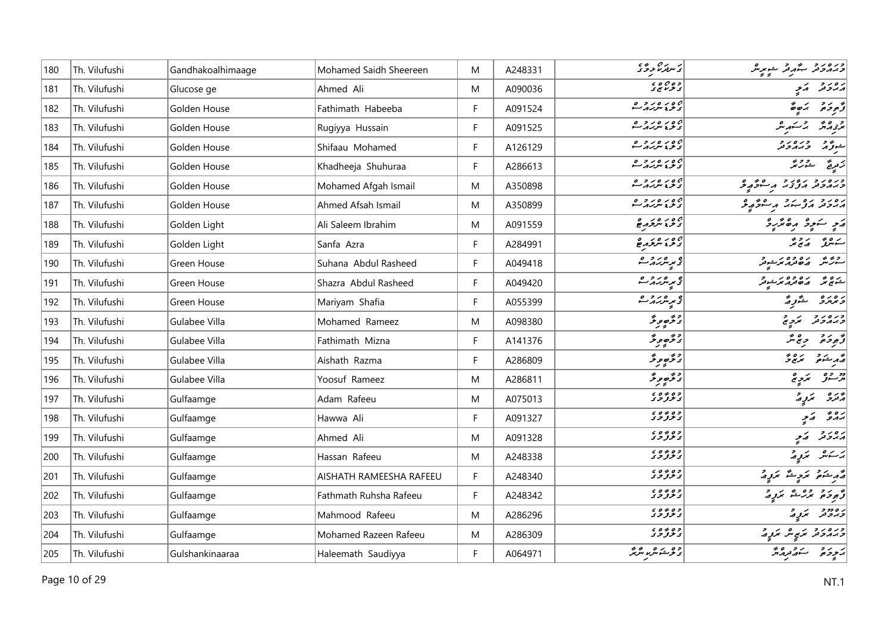| 180 | Th. Vilufushi | Gandhakoalhimaage | Mohamed Saidh Sheereen | M | A248331 | ގަނދަކޮޅިމާގެ | މުޙައްމަދު ސާއިދު ޝީރީން |
|---|---|---|---|---|---|---|---|
| 181 | Th. Vilufushi | Glucose ge | Ahmed Ali | M | A090036 | ގުލޫކޯޒްގެ | އަޙްމަދު އަލި |
| 182 | Th. Vilufushi | Golden House | Fathimath Habeeba | F | A091524 | ގޯލްޑަންހައުސް | ފާތިމަތު ހަބީބާ |
| 183 | Th. Vilufushi | Golden House | Rugiyya Hussain | F | A091525 | ގޯލްޑަންހައުސް | ރުގިއްޔާ ހުސައިން |
| 184 | Th. Vilufushi | Golden House | Shifaau Mohamed | F | A126129 | ގޯލްޑަންހައުސް | ޝިފާއު މުޙައްމަދު |
| 185 | Th. Vilufushi | Golden House | Khadheeja Shuhuraa | F | A286613 | ގޯލްޑަންހައުސް | ޚަދީޖާ ޝުހުރާ |
| 186 | Th. Vilufushi | Golden House | Mohamed Afgah Ismail | M | A350898 | ގޯލްޑަންހައުސް | މުޙައްމަދު އަފްގަހު އިސްމާޢީލް |
| 187 | Th. Vilufushi | Golden House | Ahmed Afsah Ismail | M | A350899 | ގޯލްޑަންހައުސް | އަޙްމަދު އަފްސަހު އިސްމާޢީލް |
| 188 | Th. Vilufushi | Golden Light | Ali Saleem Ibrahim | M | A091559 | ގޯލްޑަންލައިޓް | އަލި ސަލީމް އިބްރާހީމް |
| 189 | Th. Vilufushi | Golden Light | Sanfa Azra | F | A284991 | ގޯލްޑަންލައިޓް | ސަންފާ އަޒްރާ |
| 190 | Th. Vilufushi | Green House | Suhana Abdul Rasheed | F | A049418 | ގްރީންހައުސް | ސުހާނާ އަބްދުލްރަޝީދު |
| 191 | Th. Vilufushi | Green House | Shazra Abdul Rasheed | F | A049420 | ގްރީންހައުސް | ޝަޒްރާ އަބްދުލްރަޝީދު |
| 192 | Th. Vilufushi | Green House | Mariyam Shafia | F | A055399 | ގްރީންހައުސް | މަރިޔަމް ޝާފިޔާ |
| 193 | Th. Vilufushi | Gulabee Villa | Mohamed Rameez | M | A098380 | ގުލާބީވިލާ | މުޙައްމަދު ރަމީޒު |
| 194 | Th. Vilufushi | Gulabee Villa | Fathimath Mizna | F | A141376 | ގުލާބީވިލާ | ފާތިމަތު މިޒްނާ |
| 195 | Th. Vilufushi | Gulabee Villa | Aishath Razma | F | A286809 | ގުލާބީވިލާ | އާއިޝަތު ރަޒްމާ |
| 196 | Th. Vilufushi | Gulabee Villa | Yoosuf Rameez | M | A286811 | ގުލާބީވިލާ | ޔޫސުފް ރަމީޒު |
| 197 | Th. Vilufushi | Gulfaamge | Adam Rafeeu | M | A075013 | ގުލްފާމްގެ | އާދަމް ރަފީއު |
| 198 | Th. Vilufushi | Gulfaamge | Hawwa Ali | F | A091327 | ގުލްފާމްގެ | ހައްވާ އަލި |
| 199 | Th. Vilufushi | Gulfaamge | Ahmed Ali | M | A091328 | ގުލްފާމްގެ | އަޙްމަދު އަލި |
| 200 | Th. Vilufushi | Gulfaamge | Hassan Rafeeu | M | A248338 | ގުލްފާމްގެ | ޙަސަން ރަފީއު |
| 201 | Th. Vilufushi | Gulfaamge | AISHATH RAMEESHA RAFEEU | F | A248340 | ގުލްފާމްގެ | އާއިޝަތު ރަމީޝާ ރަފީއު |
| 202 | Th. Vilufushi | Gulfaamge | Fathmath Ruhsha Rafeeu | F | A248342 | ގުލްފާމްގެ | ފާތިމަތު ރުހްޝާ ރަފީއު |
| 203 | Th. Vilufushi | Gulfaamge | Mahmood Rafeeu | M | A286296 | ގުލްފާމްގެ | މަޙްމޫދު ރަފީއު |
| 204 | Th. Vilufushi | Gulfaamge | Mohamed Razeen Rafeeu | M | A286309 | ގުލްފާމްގެ | މުޙައްމަދު ރަޒީން ރަފީއު |
| 205 | Th. Vilufushi | Gulshankinaaraa | Haleemath Saudiyya | F | A064971 | ގުލްޝަންކިނާރާ | ހަލީމަތު ސައުދިއްޔާ |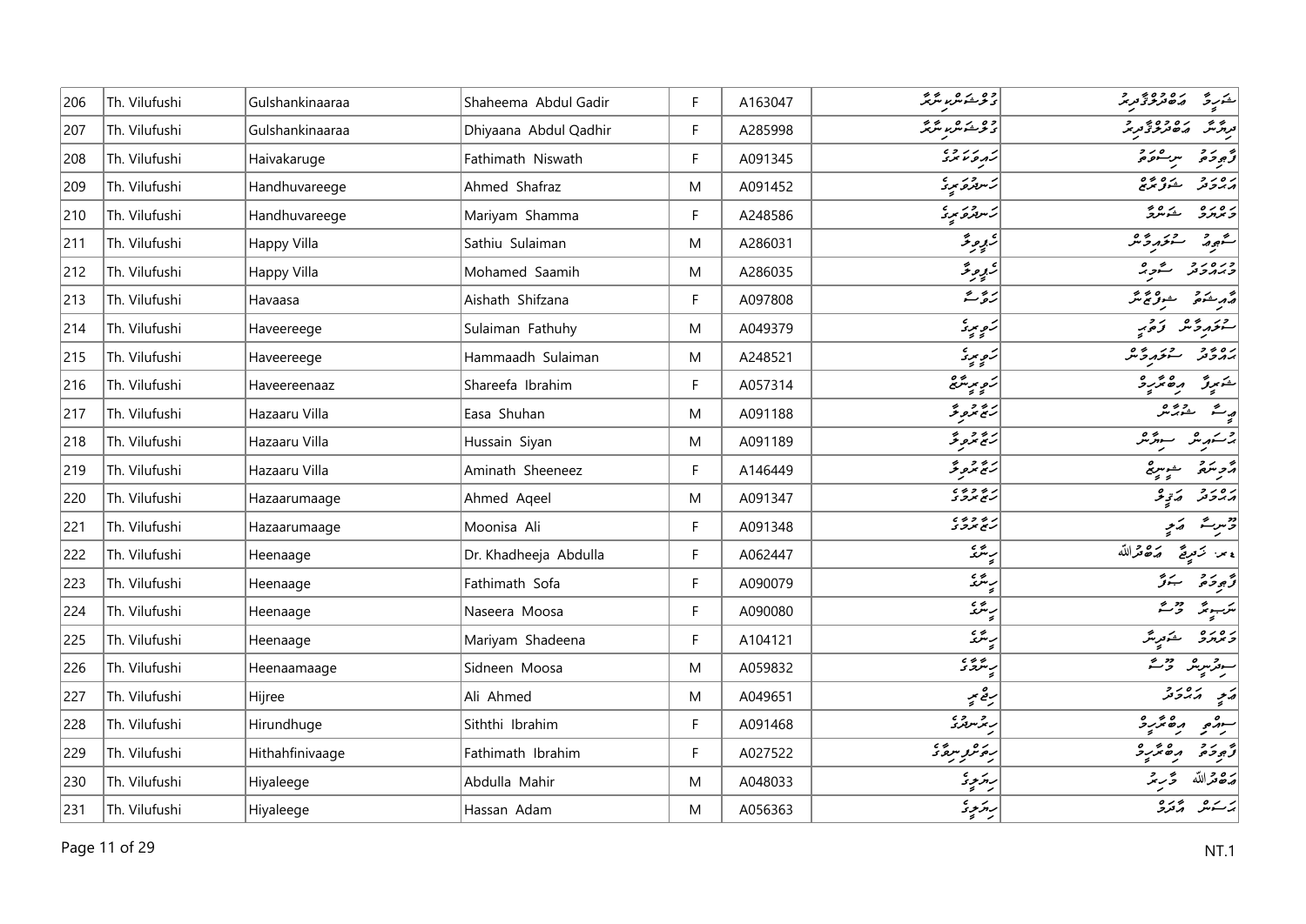| 206 | Th. Vilufushi | Gulshankinaaraa | Shaheema Abdul Gadir | F | A163047 | ގުލްޝަންކިނާރާ | ޝަހީމާ އަބްދުލްގާދިރު |
|---|---|---|---|---|---|---|---|
| 207 | Th. Vilufushi | Gulshankinaaraa | Dhiyaana Abdul Qadhir | F | A285998 | ގުލްޝަންކިނާރާ | ދިޔާނާ އަބްދުލްޤާދިރު |
| 208 | Th. Vilufushi | Haivakaruge | Fathimath Niswath | F | A091345 | ހައިވަކަރުގެ | ފާތިމަތު ނިސްވަތު |
| 209 | Th. Vilufushi | Handhuvareege | Ahmed Shafraz | M | A091452 | ހަނދުވަރީގެ | އަހުމަދު ޝަފްރާޒު |
| 210 | Th. Vilufushi | Handhuvareege | Mariyam Shamma | F | A248586 | ހަނދުވަރީގެ | މަރިޔަމް ޝައްމާ |
| 211 | Th. Vilufushi | Happy Villa | Sathiu Sulaiman | M | A286031 |ހެޕީވިލާ | ސާތިއު ސުލައިމާން |
| 212 | Th. Vilufushi | Happy Villa | Mohamed Saamih | M | A286035 | ހެޕީވިލާ | މުހައްމަދު ސާމިހު |
| 213 | Th. Vilufushi | Havaasa | Aishath Shifzana | F | A097808 | ހަވާސާ | އައިޝަތު ޝިފްޒާނާ |
| 214 | Th. Vilufushi | Haveereege | Sulaiman Fathuhy | M | A049379 | ހަވީރީގެ | ސުލައިމާން ފަތުހީ |
| 215 | Th. Vilufushi | Haveereege | Hammaadh Sulaiman | M | A248521 | ހަވީރީގެ | ހައްމާދު ސުލައިމާން |
| 216 | Th. Vilufushi | Haveereenaaz | Shareefa Ibrahim | F | A057314 | ހަވީރީނާޒް | ޝަރީފާ އިބްރާހިމް |
| 217 | Th. Vilufushi | Hazaaru Villa | Easa Shuhan | M | A091188 | ހަޒާރުވިލާ | ޢީސާ ޝުހާން |
| 218 | Th. Vilufushi | Hazaaru Villa | Hussain Siyan | M | A091189 | ހަޒާރުވިލާ | ހުސައިން ސިޔާން |
| 219 | Th. Vilufushi | Hazaaru Villa | Aminath Sheeneez | F | A146449 | ހަޒާރުވިލާ | އާމިނަތު ޝީނީޒް |
| 220 | Th. Vilufushi | Hazaarumaage | Ahmed Aqeel | M | A091347 | ހަޒާރުމާގެ | އަހުމަދު އަޤީލް |
| 221 | Th. Vilufushi | Hazaarumaage | Moonisa Ali | F | A091348 | ހަޒާރުމާގެ | މޫނިސާ ޢަލީ |
| 222 | Th. Vilufushi | Heenaage | Dr. Khadheeja Abdulla | F | A062447 | ހީނާގެ | ޑރ. ޚަދީޖާ ޢަބްދުﷲ |
| 223 | Th. Vilufushi | Heenaage | Fathimath Sofa | F | A090079 | ހީނާގެ | ފާތިމަތު ސަފާ |
| 224 | Th. Vilufushi | Heenaage | Naseera Moosa | F | A090080 | ހީނާގެ | ނަސީރާ މޫސާ |
| 225 | Th. Vilufushi | Heenaage | Mariyam Shadeena | F | A104121 | ހީނާގެ | މަރިޔަމް ޝަދީނާ |
| 226 | Th. Vilufushi | Heenaamaage | Sidneen Moosa | M | A059832 | ހީނާމާގެ | ސިދްނީން މޫސާ |
| 227 | Th. Vilufushi | Hijree | Ali Ahmed | M | A049651 | ހިޖްރީ | ޢަލީ އަހުމަދު |
| 228 | Th. Vilufushi | Hirundhuge | Siththi Ibrahim | F | A091468 | ހިރުނދުގެ | ސިއްތި އިބްރާހިމް |
| 229 | Th. Vilufushi | Hithahfinivaage | Fathimath Ibrahim | F | A027522 | ހިތަށްފިނިވާގެ | ފާތިމަތު އިބްރާހިމް |
| 230 | Th. Vilufushi | Hiyaleege | Abdulla Mahir | M | A048033 | ހިޔަލީގެ | ޢަބްދުﷲ މާހިރު |
| 231 | Th. Vilufushi | Hiyaleege | Hassan Adam | M | A056363 | ހިޔަލީގެ | ހަސަން އާދަމް |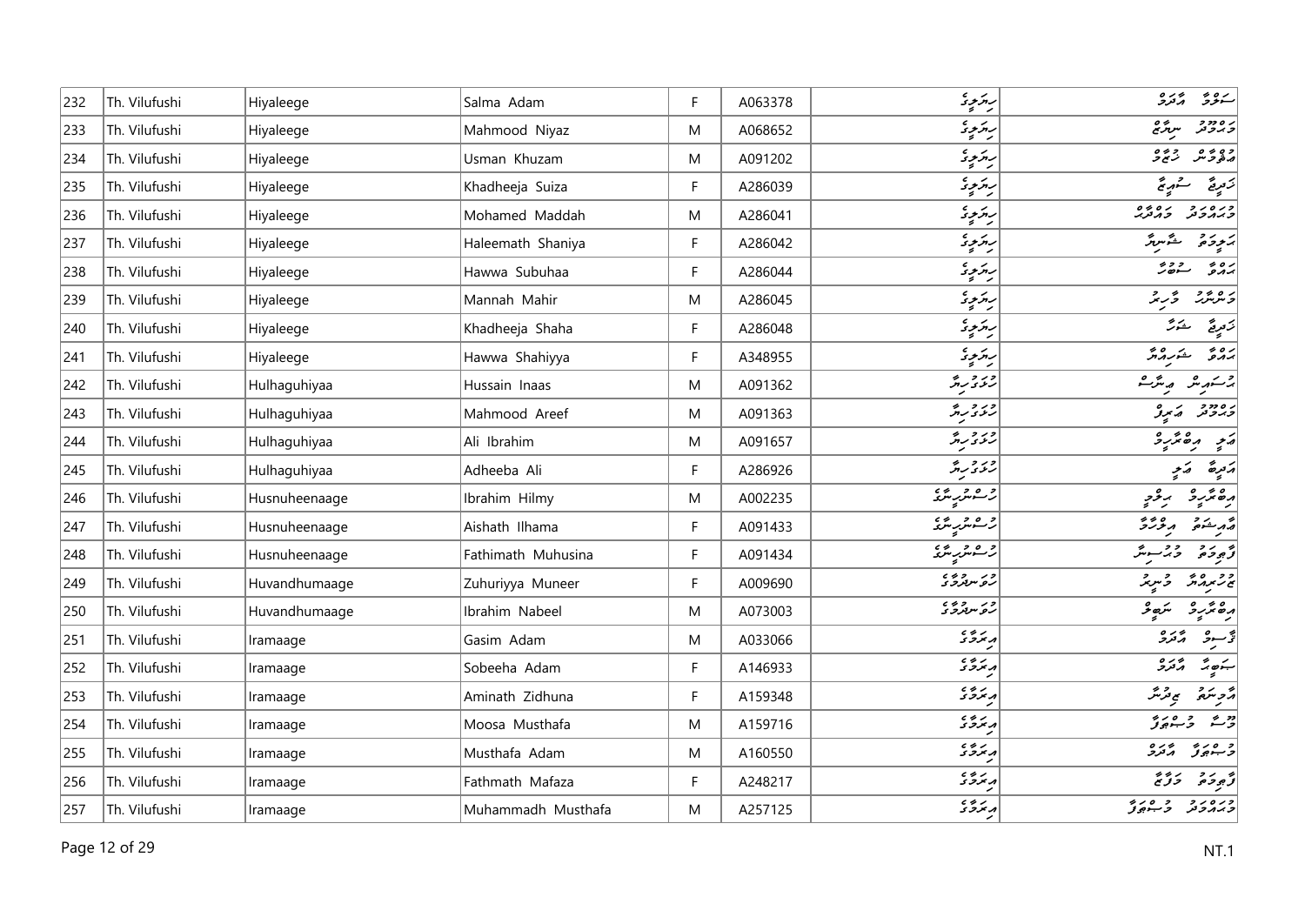| 232 | Th. Vilufushi | Hiyaleege | Salma Adam | F | A063378 | ހިޔަލީގެ | ސަލްމާ އާދަމް |
|---|---|---|---|---|---|---|---|
| 233 | Th. Vilufushi | Hiyaleege | Mahmood Niyaz | M | A068652 | ހިޔަލީގެ | މަޙްމޫދު ނިޔާޒު |
| 234 | Th. Vilufushi | Hiyaleege | Usman Khuzam | M | A091202 | ހިޔަލީގެ | ޢުސްމާން ޚުޒާމް |
| 235 | Th. Vilufushi | Hiyaleege | Khadheeja Suiza | F | A286039 | ހިޔަލީގެ | ޚަދީޖާ ސުއިޒާ |
| 236 | Th. Vilufushi | Hiyaleege | Mohamed Maddah | M | A286041 | ހިޔަލީގެ | މުޙައްމަދު މައްދާހް |
| 237 | Th. Vilufushi | Hiyaleege | Haleemath Shaniya | F | A286042 | ހިޔަލީގެ | ހަލީމަތު ޝާނިޔާ |
| 238 | Th. Vilufushi | Hiyaleege | Hawwa Subuhaa | F | A286044 | ހިޔަލީގެ | ހައްވާ ސުބުހާ |
| 239 | Th. Vilufushi | Hiyaleege | Mannah Mahir | M | A286045 | ހިޔަލީގެ | މަންނާހް މާހިރު |
| 240 | Th. Vilufushi | Hiyaleege | Khadheeja Shaha | F | A286048 | ހިޔަލީގެ | ޚަދީޖާ ޝަހާ |
| 241 | Th. Vilufushi | Hiyaleege | Hawwa Shahiyya | F | A348955 | ހިޔަލީގެ | ހައްވާ ޝަހިއްޔާ |
| 242 | Th. Vilufushi | Hulhaguhiyaa | Hussain Inaas | M | A091362 | ހުޅަގުހިޔާ | ހުސައިން އިނާސް |
| 243 | Th. Vilufushi | Hulhaguhiyaa | Mahmood Areef | M | A091363 | ހުޅަގުހިޔާ | މަޙްމޫދު އަރީފް |
| 244 | Th. Vilufushi | Hulhaguhiyaa | Ali Ibrahim | M | A091657 | ހުޅަގުހިޔާ | އަލި އިބްރާހިމް |
| 245 | Th. Vilufushi | Hulhaguhiyaa | Adheeba Ali | F | A286926 | ހުޅަގުހިޔާ | އަދީބާ އަލި |
| 246 | Th. Vilufushi | Husnuheenaage | Ibrahim Hilmy | M | A002235 | ހުސްނުހީނާގެ | އިބްރާހިމް ހިލްމީ |
| 247 | Th. Vilufushi | Husnuheenaage | Aishath Ilhama | F | A091433 | ހުސްނުހީނާގެ | އާއިޝަތު އިލްހާމާ |
| 248 | Th. Vilufushi | Husnuheenaage | Fathimath Muhusina | F | A091434 | ހުސްނުހީނާގެ | ފާތިމަތު މުހުސިނާ |
| 249 | Th. Vilufushi | Huvandhumaage | Zuhuriyya Muneer | F | A009690 | ހުވަނދުމާގެ | ޒުހުރިއްޔާ މުނީރު |
| 250 | Th. Vilufushi | Huvandhumaage | Ibrahim Nabeel | M | A073003 | ހުވަނދުމާގެ | އިބްރާހިމް ނަބީލް |
| 251 | Th. Vilufushi | Iramaage | Gasim Adam | M | A033066 | އިރަމާގެ | ޤާސިމް އާދަމް |
| 252 | Th. Vilufushi | Iramaage | Sobeeha Adam | F | A146933 | އިރަމާގެ | ޞަބީހާ އާދަމް |
| 253 | Th. Vilufushi | Iramaage | Aminath Zidhuna | F | A159348 | އިރަމާގެ | އާމިނަތު ޒިދުނާ |
| 254 | Th. Vilufushi | Iramaage | Moosa Musthafa | M | A159716 | އިރަމާގެ | މޫސާ މުސްތަފާ |
| 255 | Th. Vilufushi | Iramaage | Musthafa Adam | M | A160550 | އިރަމާގެ | މުސްތަފާ އާދަމް |
| 256 | Th. Vilufushi | Iramaage | Fathmath Mafaza | F | A248217 | އިރަމާގެ | ފާތިމަތު މަފާޒާ |
| 257 | Th. Vilufushi | Iramaage | Muhammadh Musthafa | M | A257125 | އިރަމާގެ | މުޙައްމަދު މުސްތަފާ |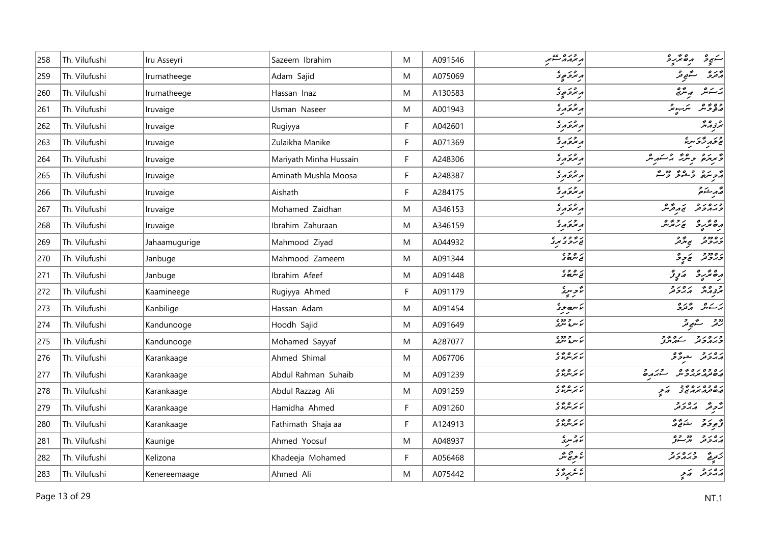| 258 | Th. Vilufushi | Iru Asseyri | Sazeem Ibrahim | M | A091546 | މިރުއައްސޭރި | ސަޒީމް އިބްރާހީމް |
|---|---|---|---|---|---|---|---|
| 259 | Th. Vilufushi | Irumatheege | Adam Sajid | M | A075069 | އިރުމަތީގެ | އާދަމް ސާޖިދު |
| 260 | Th. Vilufushi | Irumatheege | Hassan Inaz | M | A130583 | އިރުމަތީގެ | ހަސަން އިނާޒް |
| 261 | Th. Vilufushi | Iruvaige | Usman Naseer | M | A001943 | އިރުވައިގެ | އުސްމާން ނަސީރު |
| 262 | Th. Vilufushi | Iruvaige | Rugiyya | F | A042601 | އިރުވައިގެ | ރުގިއްޔާ |
| 263 | Th. Vilufushi | Iruvaige | Zulaikha Manike | F | A071369 | އިރުވައިގެ | ޒުލައިޚާ މަނިކެ |
| 264 | Th. Vilufushi | Iruvaige | Mariyath Minha Hussain | F | A248306 | އިރުވައިގެ | މާރިޔަތު މިންހާ ހުސައިން |
| 265 | Th. Vilufushi | Iruvaige | Aminath Mushla Moosa | F | A248387 | އިރުވައިގެ | އާމިނަތު މުޝްލާ މޫސާ |
| 266 | Th. Vilufushi | Iruvaige | Aishath | F | A284175 | އިރުވައިގެ | އައިޝަތު |
| 267 | Th. Vilufushi | Iruvaige | Mohamed Zaidhan | M | A346153 | އިރުވައިގެ | މުހައްމަދު ޒައިދާން |
| 268 | Th. Vilufushi | Iruvaige | Ibrahim Zahuraan | M | A346159 | އިރުވައިގެ | އިބްރާހީމް ޒަހުރާން |
| 269 | Th. Vilufushi | Jahaamugurige | Mahmood Ziyad | M | A044932 | ޖަހާމުގުރިގެ | މަޙްމޫދު ޒިޔާދު |
| 270 | Th. Vilufushi | Janbuge | Mahmood Zameem | M | A091344 | ޖަންބުގެ | މަޙްމޫދު ޒަމީމް |
| 271 | Th. Vilufushi | Janbuge | Ibrahim Afeef | M | A091448 | ޖަންބުގެ | އިބްރާހީމް އަފީފް |
| 272 | Th. Vilufushi | Kaamineege | Rugiyya Ahmed | F | A091179 | ކާމިނީގެ | ރުގިއްޔާ އަޙްމަދު |
| 273 | Th. Vilufushi | Kanbilige | Hassan Adam | M | A091454 | ކަނބިލިގެ | ހަސަން އާދަމް |
| 274 | Th. Vilufushi | Kandunooge | Hoodh Sajid | M | A091649 | ކަނޑުނޫގެ | ހޫދު ސާޖިދު |
| 275 | Th. Vilufushi | Kandunooge | Mohamed Sayyaf | M | A287077 | ކަނޑުނޫގެ | މުހައްމަދު ސައްޔާފު |
| 276 | Th. Vilufushi | Karankaage | Ahmed Shimal | M | A067706 | ކަރަންކާގެ | އަޙްމަދު ޝިމާލް |
| 277 | Th. Vilufushi | Karankaage | Abdul Rahman Suhaib | M | A091239 | ކަރަންކާގެ | އަބްދުއްރަޙްމާން ސުހައިބު |
| 278 | Th. Vilufushi | Karankaage | Abdul Razzag Ali | M | A091259 | ކަރަންކާގެ | އަބްދުއްރައްޒާޤު އަލި |
| 279 | Th. Vilufushi | Karankaage | Hamidha Ahmed | F | A091260 | ކަރަންކާގެ | ހާމިދާ އަޙްމަދު |
| 280 | Th. Vilufushi | Karankaage | Fathimath Shaja aa | F | A124913 | ކަރަންކާގެ | ފާތިމަތު ޝަޖާޢާ |
| 281 | Th. Vilufushi | Kaunige | Ahmed Yoosuf | M | A048937 | ކައުނިގެ | އަޙްމަދު ޔޫސުފު |
| 282 | Th. Vilufushi | Kelizona | Khadeeja Mohamed | F | A056468 | ކެލިޒޯނާ | ޚަދީޖާ މުހައްމަދު |
| 283 | Th. Vilufushi | Kenereemaage | Ahmed Ali | M | A075442 | ކެނެރީމާގެ | އަޙްމަދު އަލި |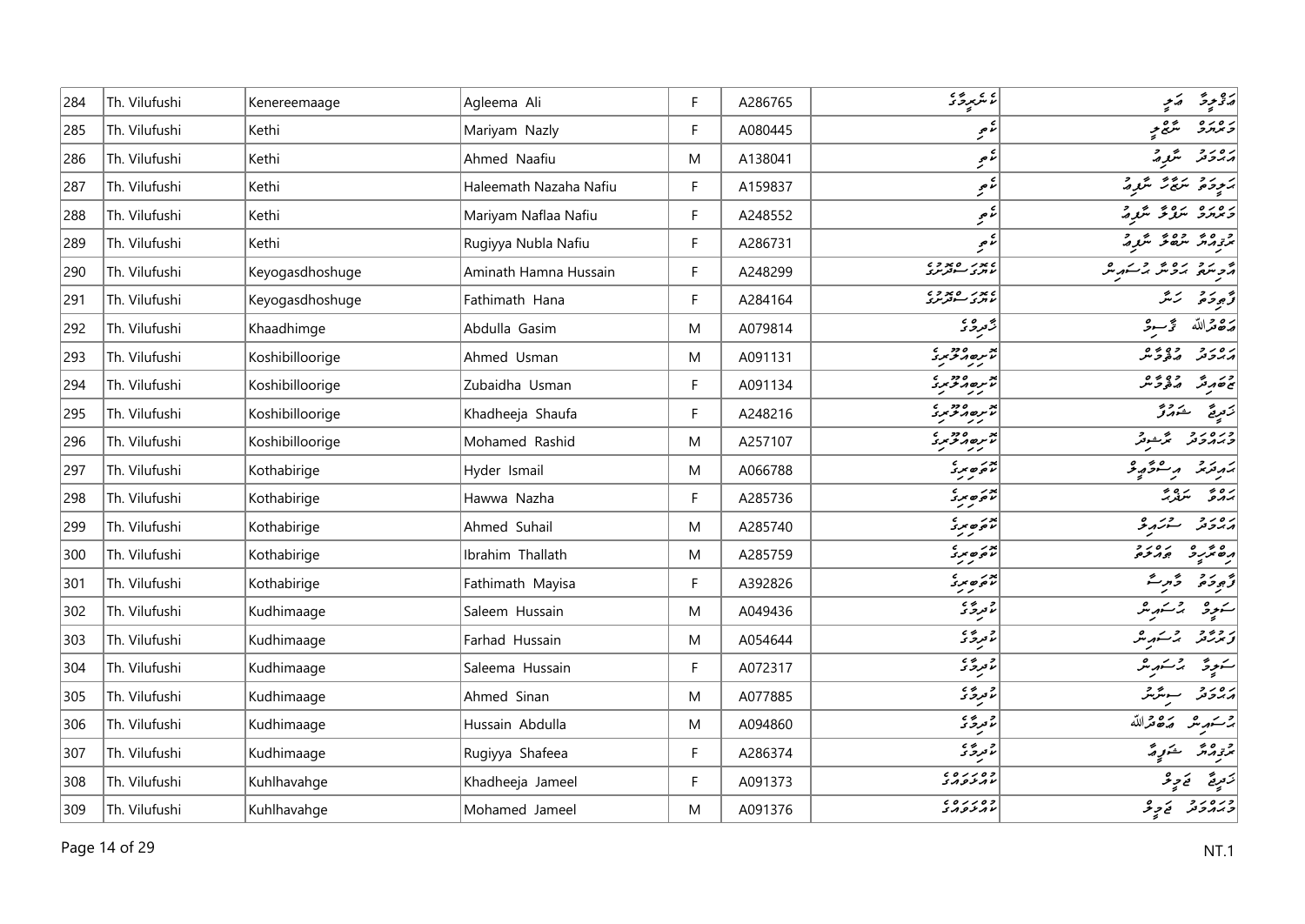| 284 | Th. Vilufushi | Kenereemaage | Agleema Ali | F | A286765 | ކެނެރީމާގެ | އަގްލީމާ އަލި |
|---|---|---|---|---|---|---|---|
| 285 | Th. Vilufushi | Kethi | Mariyam Nazly | F | A080445 | ކެތި | މަރިޔަމް ނާޒްލީ |
| 286 | Th. Vilufushi | Kethi | Ahmed Naafiu | M | A138041 | ކެތި | އަހުމަދު ނާފިއު |
| 287 | Th. Vilufushi | Kethi | Haleemath Nazaha Nafiu | F | A159837 | ކެތި | ހަލީމަތު ނަޒާހާ ނާފިއު |
| 288 | Th. Vilufushi | Kethi | Mariyam Naflaa Nafiu | F | A248552 | ކެތި | މަރިޔަމް ނަފްލާ ނާފިއު |
| 289 | Th. Vilufushi | Kethi | Rugiyya Nubla Nafiu | F | A286731 | ކެތި | ރުގިއްޔާ ނުބްލާ ނާފިއު |
| 290 | Th. Vilufushi | Keyogasdhoshuge | Aminath Hamna Hussain | F | A248299 | ކެޔޮގަސްދޮށުގެ | އާމިނަތު ހަމްނާ ހުސައިން |
| 291 | Th. Vilufushi | Keyogasdhoshuge | Fathimath Hana | F | A284164 | ކެޔޮގަސްދޮށުގެ | ފާތިމަތު ހަނާ |
| 292 | Th. Vilufushi | Khaadhimge | Abdulla Gasim | M | A079814 | ޚާދިމްގެ | އަބްދުﷲ ޤާސިމް |
| 293 | Th. Vilufushi | Koshibilloorige | Ahmed Usman | M | A091131 | ކޮށިބިއްލޫރިގެ | އަހުމަދު ޢުސްމާން |
| 294 | Th. Vilufushi | Koshibilloorige | Zubaidha Usman | F | A091134 | ކޮށިބިއްލޫރިގެ | ޒުބައިދާ ޢުސްމާން |
| 295 | Th. Vilufushi | Koshibilloorige | Khadheeja Shaufa | F | A248216 | ކޮށިބިއްލޫރިގެ | ޚަދީޖާ ޝައުފާ |
| 296 | Th. Vilufushi | Koshibilloorige | Mohamed Rashid | M | A257107 | ކޮށިބިއްލޫރިގެ | މުޙައްމަދު ރާޝިދު |
| 297 | Th. Vilufushi | Kothabirige | Hyder Ismail | M | A066788 | ކޮތަބިރިގެ | ހައިދަރު އިސްމާޢީލް |
| 298 | Th. Vilufushi | Kothabirige | Hawwa Nazha | F | A285736 | ކޮތަބިރިގެ | ހައްވާ ނަޒްހާ |
| 299 | Th. Vilufushi | Kothabirige | Ahmed Suhail | M | A285740 | ކޮތަބިރިގެ | އަހުމަދު ސުހައިލް |
| 300 | Th. Vilufushi | Kothabirige | Ibrahim Thallath | M | A285759 | ކޮތަބިރިގެ | އިބްރާހިމް ތައްލަތު |
| 301 | Th. Vilufushi | Kothabirige | Fathimath Mayisa | F | A392826 | ކޮތަބިރިގެ | ފާތިމަތު މާއިސާ |
| 302 | Th. Vilufushi | Kudhimaage | Saleem Hussain | M | A049436 | ކުދިމާގެ | ސަލީމް ހުސައިން |
| 303 | Th. Vilufushi | Kudhimaage | Farhad Hussain | M | A054644 | ކުދިމާގެ | ފަރުހާދު ހުސައިން |
| 304 | Th. Vilufushi | Kudhimaage | Saleema Hussain | F | A072317 | ކުދިމާގެ | ސަލީމާ ހުސައިން |
| 305 | Th. Vilufushi | Kudhimaage | Ahmed Sinan | M | A077885 | ކުދިމާގެ | އަހުމަދު ސިނާން |
| 306 | Th. Vilufushi | Kudhimaage | Hussain Abdulla | M | A094860 | ކުދިމާގެ | ހުސައިން އަބްދުﷲ |
| 307 | Th. Vilufushi | Kudhimaage | Rugiyya Shafeea | F | A286374 | ކުދިމާގެ | ރުގިއްޔާ ޝަފީޢާ |
| 308 | Th. Vilufushi | Kuhlhavahge | Khadheeja Jameel | F | A091373 | ކުޅަވަށްގެ | ޚަދީޖާ ޖަމީލް |
| 309 | Th. Vilufushi | Kuhlhavahge | Mohamed Jameel | M | A091376 | ކުޅަވަށްގެ | މުޙައްމަދު ޖަމީލް |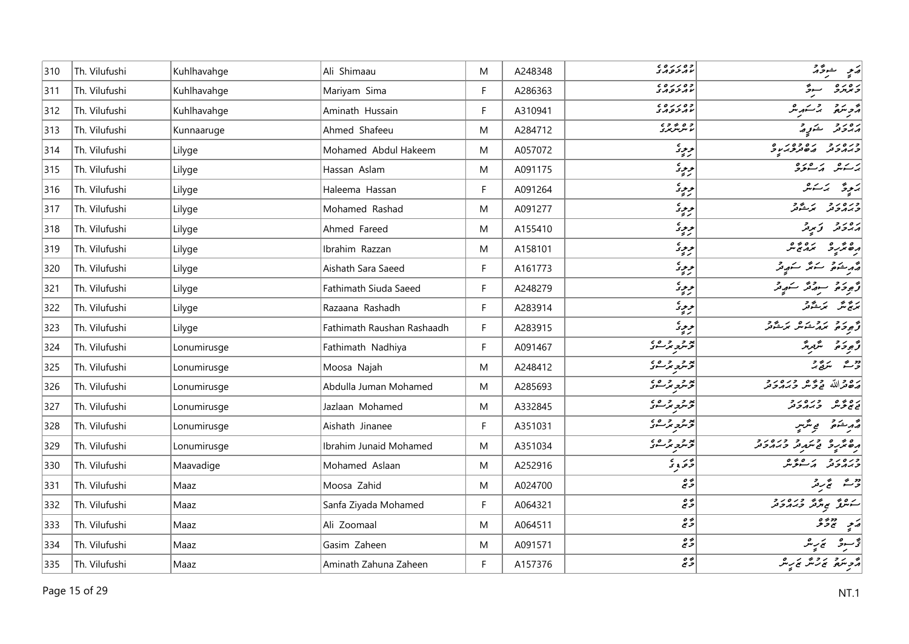| 310 | Th. Vilufushi | Kuhlhavahge | Ali Shimaau | M | A248348 | ކުޅަވަތްގެ | އަލި ޝިމާއު |
|---|---|---|---|---|---|---|---|
| 311 | Th. Vilufushi | Kuhlhavahge | Mariyam Sima | F | A286363 | ކުޅަވަތްގެ | މަރިޔަމް ސިމާ |
| 312 | Th. Vilufushi | Kuhlhavahge | Aminath Hussain | F | A310941 | ކުޅަވަތްގެ | އާމިނަތު ހުސައިން |
| 313 | Th. Vilufushi | Kunnaaruge | Ahmed Shafeeu | M | A284712 | ކުންނާރުގެ | އަޙްމަދު ޝަފީޢު |
| 314 | Th. Vilufushi | Lilyge | Mohamed Abdul Hakeem | M | A057072 | ލިލީގެ | މުޙައްމަދު އަބްދުލްޙަކީމް |
| 315 | Th. Vilufushi | Lilyge | Hassan Aslam | M | A091175 | ލިލީގެ | ޙަސަން އަސްލަމް |
| 316 | Th. Vilufushi | Lilyge | Haleema Hassan | F | A091264 | ލިލީގެ | ހަލީމާ ޙަސަން |
| 317 | Th. Vilufushi | Lilyge | Mohamed Rashad | M | A091277 | ލިލީގެ | މުޙައްމަދު ރަޝާދު |
| 318 | Th. Vilufushi | Lilyge | Ahmed Fareed | M | A155410 | ލިލީގެ | އަޙްމަދު ފަރީދު |
| 319 | Th. Vilufushi | Lilyge | Ibrahim Razzan | M | A158101 | ލިލީގެ | އިބްރާހީމް ރައްޒާން |
| 320 | Th. Vilufushi | Lilyge | Aishath Sara Saeed | F | A161773 | ލިލީގެ | އާއިޝަތު ސަރާ ސަޢީދު |
| 321 | Th. Vilufushi | Lilyge | Fathimath Siuda Saeed | F | A248279 | ލިލީގެ | ފާތިމަތު ސިޢުދާ ސަޢީދު |
| 322 | Th. Vilufushi | Lilyge | Razaana Rashadh | F | A283914 | ލިލީގެ | ރަޒާނާ ރަޝާދު |
| 323 | Th. Vilufushi | Lilyge | Fathimath Raushan Rashaadh | F | A283915 | ލިލީގެ | ފާތިމަތު ރައުޝަން ރަޝާދު |
| 324 | Th. Vilufushi | Lonumirusge | Fathimath Nadhiya | F | A091467 | ލޮނުމިރުސްގެ | ފާތިމަތު ނާދިޔާ |
| 325 | Th. Vilufushi | Lonumirusge | Moosa Najah | M | A248412 | ލޮނުމިރުސްގެ | މޫސާ ނަޖާޙް |
| 326 | Th. Vilufushi | Lonumirusge | Abdulla Juman Mohamed | M | A285693 | ލޮނުމިރުސްގެ | އަބްދުﷲ ޖުމާން މުޙައްމަދު |
| 327 | Th. Vilufushi | Lonumirusge | Jazlaan Mohamed | M | A332845 | ލޮނުމިރުސްގެ | ޖަޒްލާން މުޙައްމަދު |
| 328 | Th. Vilufushi | Lonumirusge | Aishath Jinanee | F | A351031 | ލޮނުމިރުސްގެ | އާއިޝަތު ޖިނާނީ |
| 329 | Th. Vilufushi | Lonumirusge | Ibrahim Junaid Mohamed | M | A351034 | ލޮނުމިރުސްގެ | އިބްރާހީމް ޖުނައިދު މުޙައްމަދު |
| 330 | Th. Vilufushi | Maavadige | Mohamed Aslaan | M | A252916 | މާވަޑިގެ | މުޙައްމަދު އަސްލާން |
| 331 | Th. Vilufushi | Maaz | Moosa Zahid | M | A024700 | މާޒް | މޫސާ ޒާހިދު |
| 332 | Th. Vilufushi | Maaz | Sanfa Ziyada Mohamed | F | A064321 | މާޒް | ސަންފާ ޒިޔާދާ މުޙައްމަދު |
| 333 | Th. Vilufushi | Maaz | Ali Zoomaal | M | A064511 | މާޒް | އަލި ޒޫމާލް |
| 334 | Th. Vilufushi | Maaz | Gasim Zaheen | M | A091571 | މާޒް | ޤާސިމް ޒަހީން |
| 335 | Th. Vilufushi | Maaz | Aminath Zahuna Zaheen | F | A157376 | މާޒް | އާމިނަތު ޒަހުނާ ޒަހީން |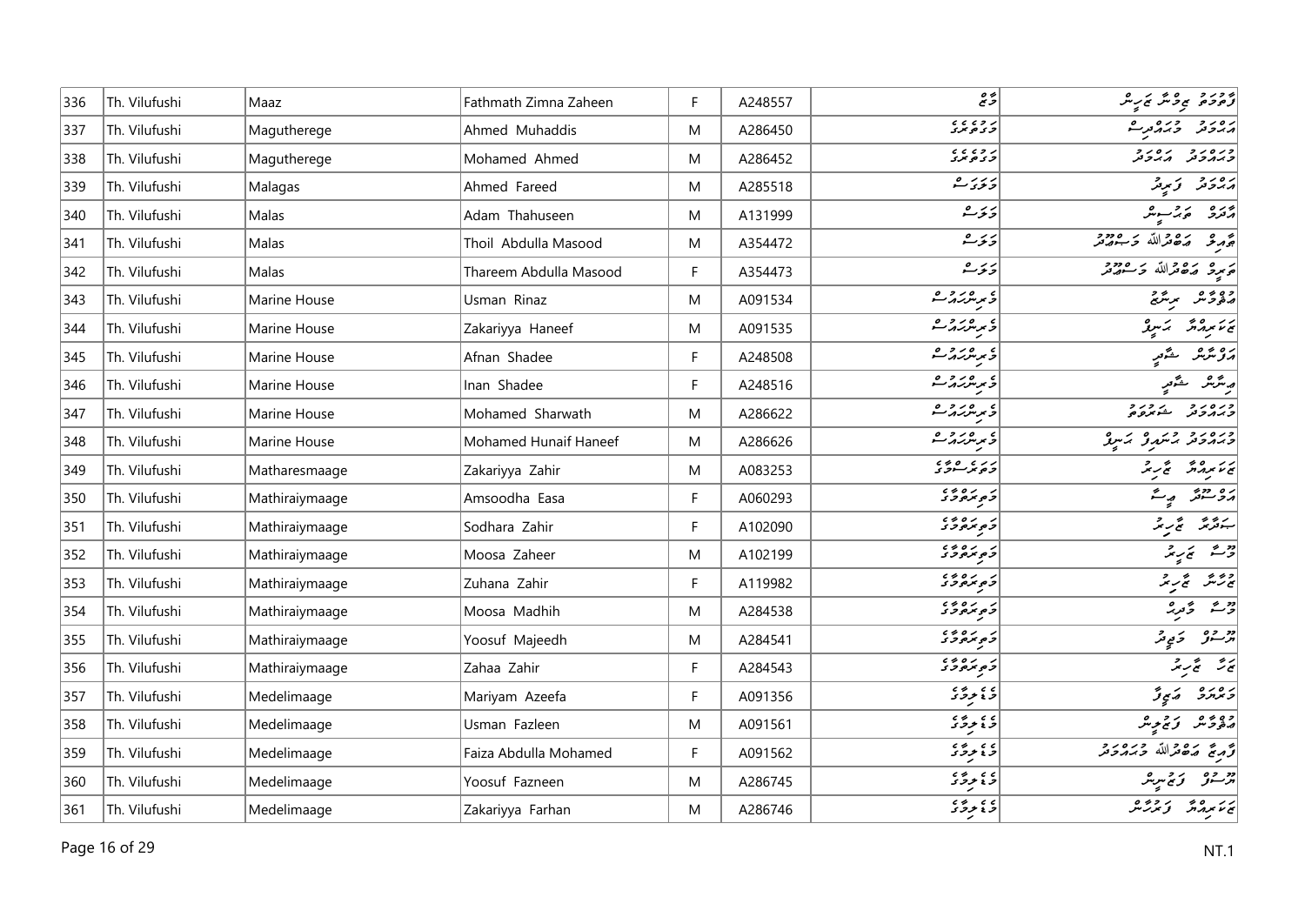| 336 | Th. Vilufushi | Maaz | Fathmath Zimna Zaheen | F | A248557 | މާޒު | ފާތިމަތު ޒިމްނާ ޒަހީން |
|---|---|---|---|---|---|---|---|
| 337 | Th. Vilufushi | Magutherege | Ahmed Muhaddis | M | A286450 | މަގުތެރެގެ | އަޙްމަދު މުޙައްދިސް |
| 338 | Th. Vilufushi | Magutherege | Mohamed Ahmed | M | A286452 | މަގުތެރެގެ | މުޙައްމަދު އަޙްމަދު |
| 339 | Th. Vilufushi | Malagas | Ahmed Fareed | M | A285518 | މަލަގަސް | އަޙްމަދު ފަރީދު |
| 340 | Th. Vilufushi | Malas | Adam Thahuseen | M | A131999 | މަލަސް | އާދަމް ތަޙުސީން |
| 341 | Th. Vilufushi | Malas | Thoil Abdulla Masood | M | A354472 | މަލަސް | ޠާއިލް އަބްދުﷲ މަސްޢޫދު |
| 342 | Th. Vilufushi | Malas | Thareem Abdulla Masood | F | A354473 | މަލަސް | ތަރީމް އަބްދުﷲ މަސްޢޫދު |
| 343 | Th. Vilufushi | Marine House | Usman Rinaz | M | A091534 | މެރިންހައުސް | ޢުސްމާން ރިނާޒް |
| 344 | Th. Vilufushi | Marine House | Zakariyya Haneef | M | A091535 | މެރިންހައުސް | ޒަކަރިއްޔާ ޙަނީފު |
| 345 | Th. Vilufushi | Marine House | Afnan Shadee | F | A248508 | މެރިންހައުސް | އަފްނާން ޝާދީ |
| 346 | Th. Vilufushi | Marine House | Inan Shadee | F | A248516 | މެރިންހައުސް | އިނާން ޝާދީ |
| 347 | Th. Vilufushi | Marine House | Mohamed Sharwath | M | A286622 | މެރިންހައުސް | މުޙައްމަދު ޝަރުވަތު |
| 348 | Th. Vilufushi | Marine House | Mohamed Hunaif Haneef | M | A286626 | މެރިންހައުސް | މުޙައްމަދު ހުނައިފް ޙަނީފް |
| 349 | Th. Vilufushi | Matharesmaage | Zakariyya Zahir | M | A083253 | މަތަރެސްމާގެ | ޒަކަރިއްޔާ ޒާހިރު |
| 350 | Th. Vilufushi | Mathiraiymaage | Amsoodha Easa | F | A060293 | މަތިރައްޔުމާގެ | އަމްސޫދާ ޢީސާ |
| 351 | Th. Vilufushi | Mathiraiymaage | Sodhara Zahir | F | A102090 | މަތިރައްޔުމާގެ | ސޯދަރާ ޒާހިރު |
| 352 | Th. Vilufushi | Mathiraiymaage | Moosa Zaheer | M | A102199 | މަތިރައްޔުމާގެ | މޫސާ ޒަހީރު |
| 353 | Th. Vilufushi | Mathiraiymaage | Zuhana Zahir | F | A119982 | މަތިރައްޔުމާގެ | ޒުހާނާ ޒާހިރު |
| 354 | Th. Vilufushi | Mathiraiymaage | Moosa Madhih | M | A284538 | މަތިރައްޔުމާގެ | މޫސާ މާދިޙް |
| 355 | Th. Vilufushi | Mathiraiymaage | Yoosuf Majeedh | M | A284541 | މަތިރައްޔުމާގެ | ޔޫސުފް މަޖީދު |
| 356 | Th. Vilufushi | Mathiraiymaage | Zahaa Zahir | F | A284543 | މަތިރައްޔުމާގެ | ޒަހާ ޒާހިރު |
| 357 | Th. Vilufushi | Medelimaage | Mariyam Azeefa | F | A091356 | މެދެލިމާގެ | މަރިޔަމް އަޒީފާ |
| 358 | Th. Vilufushi | Medelimaage | Usman Fazleen | M | A091561 | މެދެލިމާގެ | ޢުސްމާން ފަޟްލީން |
| 359 | Th. Vilufushi | Medelimaage | Faiza Abdulla Mohamed | F | A091562 | މެދެލިމާގެ | ފާއިޒާ އަބްދުﷲ މުޙައްމަދު |
| 360 | Th. Vilufushi | Medelimaage | Yoosuf Fazneen | M | A286745 | މެދެލިމާގެ | ޔޫސުފް ފަޒްނީން |
| 361 | Th. Vilufushi | Medelimaage | Zakariyya Farhan | M | A286746 | މެދެލިމާގެ | ޒަކަރިއްޔާ ފަރުހާން |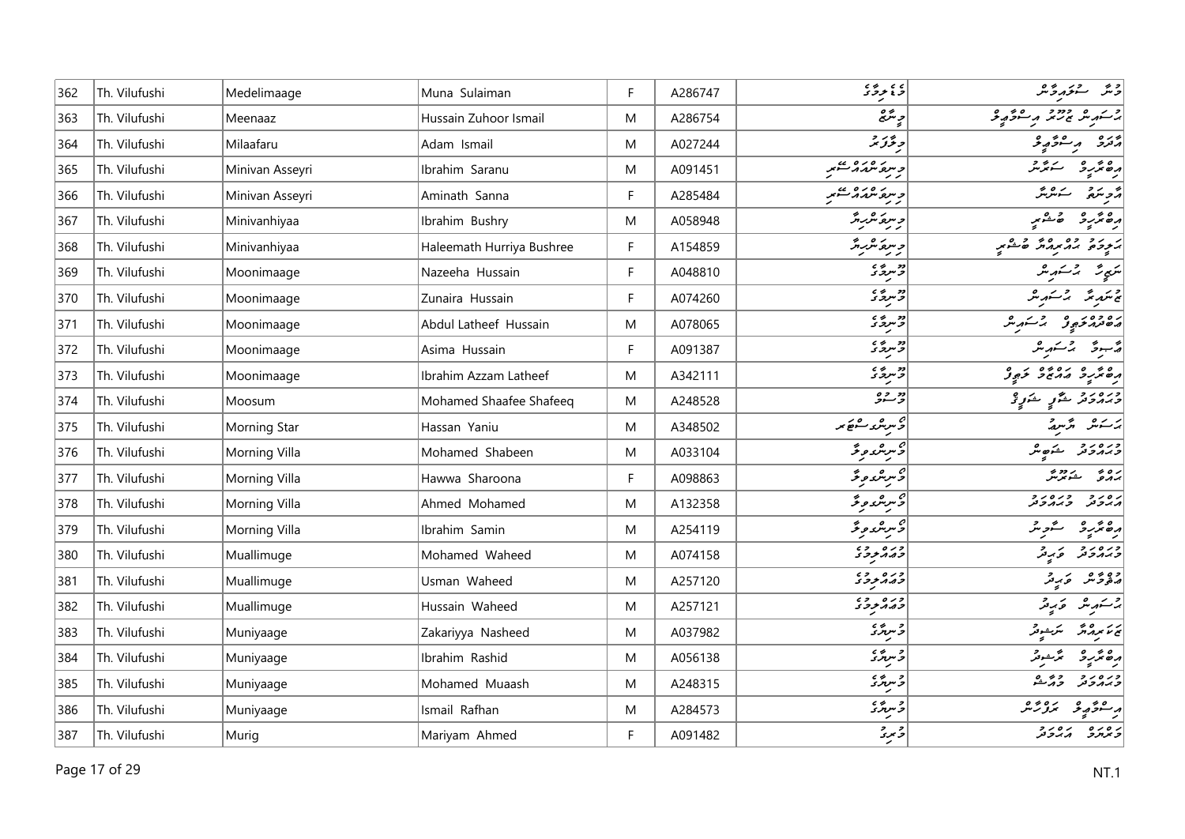| 362 | Th. Vilufushi | Medelimaage | Muna Sulaiman | F | A286747 | ވެޑެލިމާގެ | މުނާ ސުލައިމާން |
|---|---|---|---|---|---|---|---|
| 363 | Th. Vilufushi | Meenaaz | Hussain Zuhoor Ismail | M | A286754 | މީނާޒް | ހުސައިން ޒުހޫރު އިސްމާއީލް |
| 364 | Th. Vilufushi | Milaafaru | Adam Ismail | M | A027244 | މިލާފަރު | އާދަމް އިސްމާއީލް |
| 365 | Th. Vilufushi | Minivan Asseyri | Ibrahim Saranu | M | A091451 | މިނިވަން އައްސޭރި | އިބްރާހީމް ސަރަނު |
| 366 | Th. Vilufushi | Minivan Asseyri | Aminath Sanna | F | A285484 | މިނިވަން އައްސޭރި | އާމިނަތު ސަންނާ |
| 367 | Th. Vilufushi | Minivanhiyaa | Ibrahim Bushry | M | A058948 | މިނިވަންހިޔާ | އިބްރާހީމް ބުޝްރީ |
| 368 | Th. Vilufushi | Minivanhiyaa | Haleemath Hurriya Bushree | F | A154859 | މިނިވަންހިޔާ | ހަލީމަތު ހުއްރިއްޔާ ބުޝްރީ |
| 369 | Th. Vilufushi | Moonimaage | Nazeeha Hussain | F | A048810 | މޫނިމާގެ | ނަޒީހާ ހުސައިން |
| 370 | Th. Vilufushi | Moonimaage | Zunaira Hussain | F | A074260 | މޫނިމާގެ | ޒުނައިރާ ހުސައިން |
| 371 | Th. Vilufushi | Moonimaage | Abdul Latheef Hussain | M | A078065 | މޫނިމާގެ | އަބްދުލްލަތީފް ހުސައިން |
| 372 | Th. Vilufushi | Moonimaage | Asima Hussain | F | A091387 | މޫނިމާގެ | އާސިމާ ހުސައިން |
| 373 | Th. Vilufushi | Moonimaage | Ibrahim Azzam Latheef | M | A342111 | މޫނިމާގެ | އިބްރާހީމް އައްޒާމް ލަތީފް |
| 374 | Th. Vilufushi | Moosum | Mohamed Shaafee Shafeeq | M | A248528 | މޫސުމް | މުޙައްމަދު ޝާފީ ޝަފީޤު |
| 375 | Th. Vilufushi | Morning Star | Hassan Yaniu | M | A348502 | މޯނިންގ ސްޓާރ | ހަސަން ޔަނިއު |
| 376 | Th. Vilufushi | Morning Villa | Mohamed Shabeen | M | A033104 | މޯނިންގ ވިލާ | މުޙައްމަދު ޝަބީން |
| 377 | Th. Vilufushi | Morning Villa | Hawwa Sharoona | F | A098863 | މޯނިންގ ވިލާ | ހައްވާ ޝަރޫނާ |
| 378 | Th. Vilufushi | Morning Villa | Ahmed Mohamed | M | A132358 | މޯނިންގ ވިލާ | އަޙްމަދު މުޙައްމަދު |
| 379 | Th. Vilufushi | Morning Villa | Ibrahim Samin | M | A254119 | މޯނިންގ ވިލާ | އިބްރާހީމް ސާމިން |
| 380 | Th. Vilufushi | Muallimuge | Mohamed Waheed | M | A074158 | މުޢައްލިމުގެ | މުޙައްމަދު ވަޙީދު |
| 381 | Th. Vilufushi | Muallimuge | Usman Waheed | M | A257120 | މުޢައްލިމުގެ | ޢުސްމާން ވަޙީދު |
| 382 | Th. Vilufushi | Muallimuge | Hussain Waheed | M | A257121 | މުޢައްލިމުގެ | ހުސައިން ވަޙީދު |
| 383 | Th. Vilufushi | Muniyaage | Zakariyya Nasheed | M | A037982 | މުނިޔާގެ | ޒަކަރިއްޔާ ނަޝީދު |
| 384 | Th. Vilufushi | Muniyaage | Ibrahim Rashid | M | A056138 | މުނިޔާގެ | އިބްރާހީމް ރާޝިދު |
| 385 | Th. Vilufushi | Muniyaage | Mohamed Muaash | M | A248315 | މުނިޔާގެ | މުޙައްމަދު މުޢާޝް |
| 386 | Th. Vilufushi | Muniyaage | Ismail Rafhan | M | A284573 | މުނިޔާގެ | އިސްމާއީލް ރަފްހާން |
| 387 | Th. Vilufushi | Murig | Mariyam Ahmed | F | A091482 | މުރިގު | މަރިޔަމް އަޙްމަދު |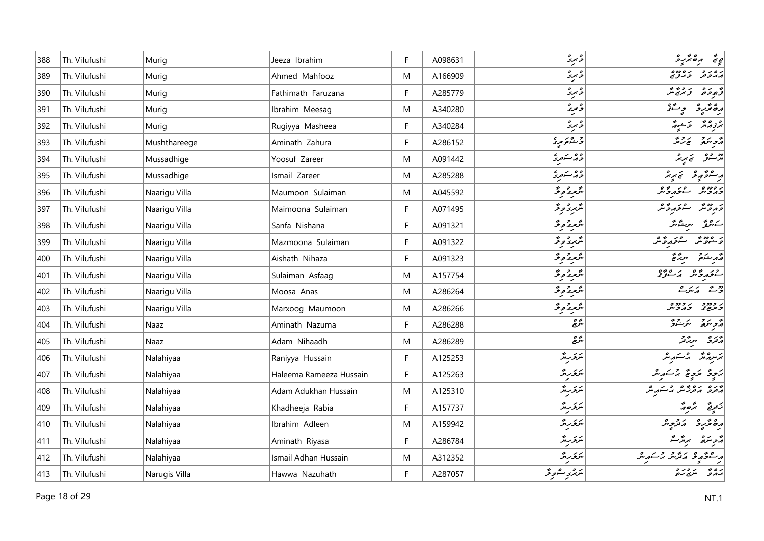| 388 | Th. Vilufushi | Murig | Jeeza Ibrahim | F | A098631 | ޯމުރިގު | ޖީޒާ އިބްރާހީމް |
|---|---|---|---|---|---|---|---|
| 389 | Th. Vilufushi | Murig | Ahmed Mahfooz | M | A166909 | މުރިގު | އަޙްމަދު މަޙްފޫޒު |
| 390 | Th. Vilufushi | Murig | Fathimath Faruzana | F | A285779 | މުރިގު | ފާތިމަތު ފަރުޒާނާ |
| 391 | Th. Vilufushi | Murig | Ibrahim Meesag | M | A340280 | މުރިގު | އިބްރާހީމް މީސާގު |
| 392 | Th. Vilufushi | Murig | Rugiyya Masheea | F | A340284 | މުރިގު | ރުގިއްޔާ މަޝީއާ |
| 393 | Th. Vilufushi | Mushthareege | Aminath Zahura | F | A286152 | މުށްތަރީގެ | އާމިނަތު ޒަހުރާ |
| 394 | Th. Vilufushi | Mussadhige | Yoosuf Zareer | M | A091442 | މުއްސަދިގެ | ޔޫސުފް ޒަރީރު |
| 395 | Th. Vilufushi | Mussadhige | Ismail Zareer | M | A285288 | މުއްސަދިގެ | އިސްމާއީލް ޒަރީރު |
| 396 | Th. Vilufushi | Naarigu Villa | Maumoon Sulaiman | M | A045592 | ނާރިގުވިލާ | މައުމޫން ސުލައިމާން |
| 397 | Th. Vilufushi | Naarigu Villa | Maimoona Sulaiman | F | A071495 | ނާރިގުވިލާ | މައިމޫނާ ސުލައިމާން |
| 398 | Th. Vilufushi | Naarigu Villa | Sanfa Nishana | F | A091321 | ނާރިގުވިލާ | ސަންފާ ނިޝާނާ |
| 399 | Th. Vilufushi | Naarigu Villa | Mazmoona Sulaiman | F | A091322 | ނާރިގުވިލާ | މަޒްމޫނާ ސުލައިމާން |
| 400 | Th. Vilufushi | Naarigu Villa | Aishath Nihaza | F | A091323 | ނާރިގުވިލާ | އާއިޝަތު ނިހާޒާ |
| 401 | Th. Vilufushi | Naarigu Villa | Sulaiman Asfaag | M | A157754 | ނާރިގުވިލާ | ސުލައިމާން އަސްފާގު |
| 402 | Th. Vilufushi | Naarigu Villa | Moosa Anas | M | A286264 | ނާރިގުވިލާ | މޫސާ އަނަސް |
| 403 | Th. Vilufushi | Naarigu Villa | Marxoog Maumoon | M | A286266 | ނާރިގުވިލާ | މަރުޒޫގު މައުމޫން |
| 404 | Th. Vilufushi | Naaz | Aminath Nazuma | F | A286288 | ނާޒް | އާމިނަތު ނަޒުމާ |
| 405 | Th. Vilufushi | Naaz | Adam Nihaadh | M | A286289 | ނާޒް | އާދަމް ނިހާދު |
| 406 | Th. Vilufushi | Nalahiyaa | Raniyya Hussain | F | A125253 | ނަލަހިޔާ | ރަނިއްޔާ ހުސައިން |
| 407 | Th. Vilufushi | Nalahiyaa | Haleema Rameeza Hussain | F | A125263 | ނަލަހިޔާ | ހަލީމާ ރަމީޒާ ހުސައިން |
| 408 | Th. Vilufushi | Nalahiyaa | Adam Adukhan Hussain | M | A125310 | ނަލަހިޔާ | އާދަމް އަދުހާން ހުސައިން |
| 409 | Th. Vilufushi | Nalahiyaa | Khadheeja Rabia | F | A157737 | ނަލަހިޔާ | ޚަދީޖާ ރާބިޢާ |
| 410 | Th. Vilufushi | Nalahiyaa | Ibrahim Adleen | M | A159942 | ނަލަހިޔާ | އިބްރާހީމް އަދުލީން |
| 411 | Th. Vilufushi | Nalahiyaa | Aminath Riyasa | F | A286784 | ނަލަހިޔާ | އާމިނަތު ރިޔާސާ |
| 412 | Th. Vilufushi | Nalahiyaa | Ismail Adhan Hussain | M | A312352 | ނަލަހިޔާ | އިސްމާއީލް އަދުހާން ހުސައިން |
| 413 | Th. Vilufushi | Narugis Villa | Hawwa Nazuhath | F | A287057 | ނަރުގިސްވިލާ | ހައްވާ ނަޒުހަތު |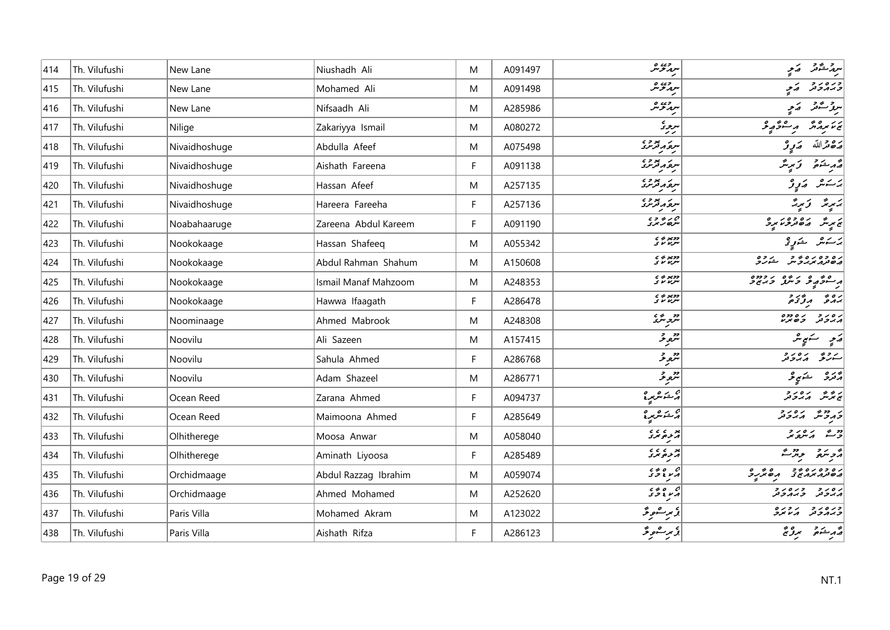| 414 | Th. Vilufushi | New Lane | Niushadh Ali | M | A091497 | سرړشګر | سرړشګر ړکو |
|---|---|---|---|---|---|---|---|
| 415 | Th. Vilufushi | New Lane | Mohamed Ali | M | A091498 | سرړشګر | ورەرو ړکو |
| 416 | Th. Vilufushi | New Lane | Nifsaadh Ali | M | A285986 | سرړشګر | سرو ستور ړکو |
| 417 | Th. Vilufushi | Nilige | Zakariyya Ismail | M | A080272 | سرورِ | ځکرړه رشوګرو |
| 418 | Th. Vilufushi | Nivaidhoshuge | Abdulla Afeef | M | A075498 | سرورترمرد | ره قرالله ړکړو |
| 419 | Th. Vilufushi | Nivaidhoshuge | Aishath Fareena | F | A091138 | سرورترمرد | ړګرشو ترسرس |
| 420 | Th. Vilufushi | Nivaidhoshuge | Hassan Afeef | M | A257135 | سرورترمرد | برسکس ړکړو |
| 421 | Th. Vilufushi | Nivaidhoshuge | Hareera Fareeha | F | A257136 | سرورترمرد | برسرس وکرسر |
| 422 | Th. Vilufushi | Noabahaaruge | Zareena Abdul Kareem | F | A091190 | سرکرکرد | ځسرس ړەقروکرو |
| 423 | Th. Vilufushi | Nookokaage | Hassan Shafeeq | M | A055342 | سرکرکرد | برسکس شکړو |
| 424 | Th. Vilufushi | Nookokaage | Abdul Rahman Shahum | M | A150608 | سرکرکرد | ره وه ره و و شرو |
| 425 | Th. Vilufushi | Nookokaage | Ismail Manaf Mahzoom | M | A248353 | سرکرکرد | رشوګرو وسرو ورووه |
| 426 | Th. Vilufushi | Nookokaage | Hawwa Ifaagath | F | A286478 | سرکرکرد | ره و روکرو |
| 427 | Th. Vilufushi | Noominaage | Ahmed Mabrook | M | A248308 | سروسرد | ره رو وه وه |
| 428 | Th. Vilufushi | Noovilu | Ali Sazeen | M | A157415 | سروو | ړکو سکپس |
| 429 | Th. Vilufushi | Noovilu | Sahula Ahmed | F | A286768 | سروو | سکرو ره رو |
| 430 | Th. Vilufushi | Noovilu | Adam Shazeel | M | A286771 | سروو | ړترو شکپو |
| 431 | Th. Vilufushi | Ocean Reed | Zarana Ahmed | F | A094737 | ړشکسرس | ځګرس ره رو |
| 432 | Th. Vilufushi | Ocean Reed | Maimoona Ahmed | F | A285649 | ړشکسرس | ورووس ره رو |
| 433 | Th. Vilufushi | Olhitherege | Moosa Anwar | M | A058040 | ړووورد | وسګ ړسرور |
| 434 | Th. Vilufushi | Olhitherege | Aminath Liyoosa | F | A285489 | ړووورد | ړوسرو وورسګ |
| 435 | Th. Vilufushi | Orchidmaage | Abdul Razzag Ibrahim | M | A059074 | ړسروګرد | ره وه ره وو رەګرو |
| 436 | Th. Vilufushi | Orchidmaage | Ahmed Mohamed | M | A252620 | ړسروګرد | ره رو ورەرو |
| 437 | Th. Vilufushi | Paris Villa | Mohamed Akram | M | A123022 | وسرشوګ | ورەرو ره ره |
| 438 | Th. Vilufushi | Paris Villa | Aishath Rifza | F | A286123 | وسرشوګ | ړګرشو سروګ |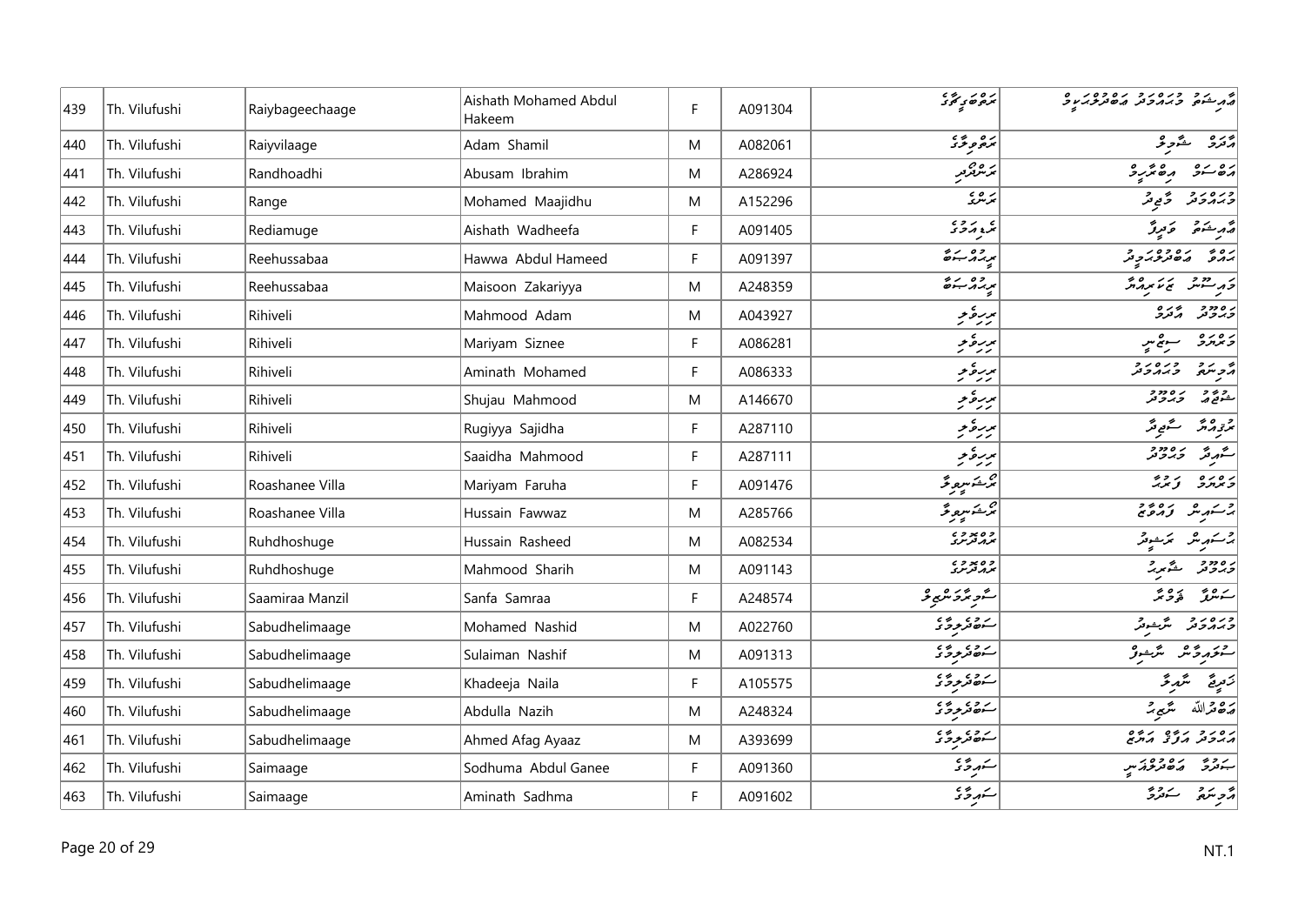| 439 | Th. Vilufushi | Raiybageechaage | Aishath Mohamed Abdul Hakeem | F | A091304 | ރައްބަގީޗާގެ | އައިޝަތު މުހައްމަދު އަބްދުލްހަކީމް |
|---|---|---|---|---|---|---|---|
| 440 | Th. Vilufushi | Raiyvilaage | Adam Shamil | M | A082061 | ރައްވިލާގެ | އާދަމް ޝާމިލް |
| 441 | Th. Vilufushi | Randhoadhi | Abusam Ibrahim | M | A286924 | ރަންދޯދި | އަބުސަމް އިބްރާހީމް |
| 442 | Th. Vilufushi | Range | Mohamed Maajidhu | M | A152296 | ރަންގެ | މުހައްމަދު މާޖިދު |
| 443 | Th. Vilufushi | Rediamuge | Aishath Wadheefa | F | A091405 | ރެޑިއަމުގެ | އައިޝަތު ވަދީފާ |
| 444 | Th. Vilufushi | Reehussabaa | Hawwa Abdul Hameed | F | A091397 | ރީހުއްސަބާ | ހައްވާ އަބްދުލްހަމީދު |
| 445 | Th. Vilufushi | Reehussabaa | Maisoon Zakariyya | M | A248359 | ރީހުއްސަބާ | މައިސޫން ޒަކަރިއްޔާ |
| 446 | Th. Vilufushi | Rihiveli | Mahmood Adam | M | A043927 | ރިހިވެލި | މަހްމޫދު އާދަމް |
| 447 | Th. Vilufushi | Rihiveli | Mariyam Siznee | F | A086281 | ރިހިވެލި | މަރިޔަމް ސިޒްނީ |
| 448 | Th. Vilufushi | Rihiveli | Aminath Mohamed | F | A086333 | ރިހިވެލި | އާމިނަތު މުހައްމަދު |
| 449 | Th. Vilufushi | Rihiveli | Shujau Mahmood | M | A146670 | ރިހިވެލި | ޝުޖާއު މަހްމޫދު |
| 450 | Th. Vilufushi | Rihiveli | Rugiyya Sajidha | F | A287110 | ރިހިވެލި | ރުގިއްޔާ ސާޖިދާ |
| 451 | Th. Vilufushi | Rihiveli | Saaidha Mahmood | F | A287111 | ރިހިވެލި | ސާއިދާ މަހްމޫދު |
| 452 | Th. Vilufushi | Roashanee Villa | Mariyam Faruha | F | A091476 | ރޯޝަނީވިލާ | މަރިޔަމް ފަރުހާ |
| 453 | Th. Vilufushi | Roashanee Villa | Hussain Fawwaz | M | A285766 | ރޯޝަނީވިލާ | ހުސައިން ފައްވާޒު |
| 454 | Th. Vilufushi | Ruhdhoshuge | Hussain Rasheed | M | A082534 | ރުއްދޮށުގެ | ހުސައިން ރަޝީދު |
| 455 | Th. Vilufushi | Ruhdhoshuge | Mahmood Sharih | M | A091143 | ރުއްދޮށުގެ | މަހްމޫދު ޝާރިހު |
| 456 | Th. Vilufushi | Saamiraa Manzil | Sanfa Samraa | F | A248574 | ސާމިރާމަންޒިލް | ސަންފާ ސަމްރާ |
| 457 | Th. Vilufushi | Sabudhelimaage | Mohamed Nashid | M | A022760 | ސަބުދެލިމާގެ | މުހައްމަދު ނާޝިދު |
| 458 | Th. Vilufushi | Sabudhelimaage | Sulaiman Nashif | M | A091313 | ސަބުދެލިމާގެ | ސުލައިމާން ނާޝިފު |
| 459 | Th. Vilufushi | Sabudhelimaage | Khadeeja Naila | F | A105575 | ސަބުދެލިމާގެ | ޚަދީޖާ ނާއިލާ |
| 460 | Th. Vilufushi | Sabudhelimaage | Abdulla Nazih | M | A248324 | ސަބުދެލިމާގެ | އަބްދުﷲ ނާޒިހު |
| 461 | Th. Vilufushi | Sabudhelimaage | Ahmed Afag Ayaaz | M | A393699 | ސަބުދެލިމާގެ | އަހްމަދު އަފާގު އަޔާޒު |
| 462 | Th. Vilufushi | Saimaage | Sodhuma Abdul Ganee | F | A091360 | ސައިމާގެ | ސަދުމާ އަބްދުލްޣަނީ |
| 463 | Th. Vilufushi | Saimaage | Aminath Sadhma | F | A091602 | ސައިމާގެ | އާމިނަތު ސަދުމާ |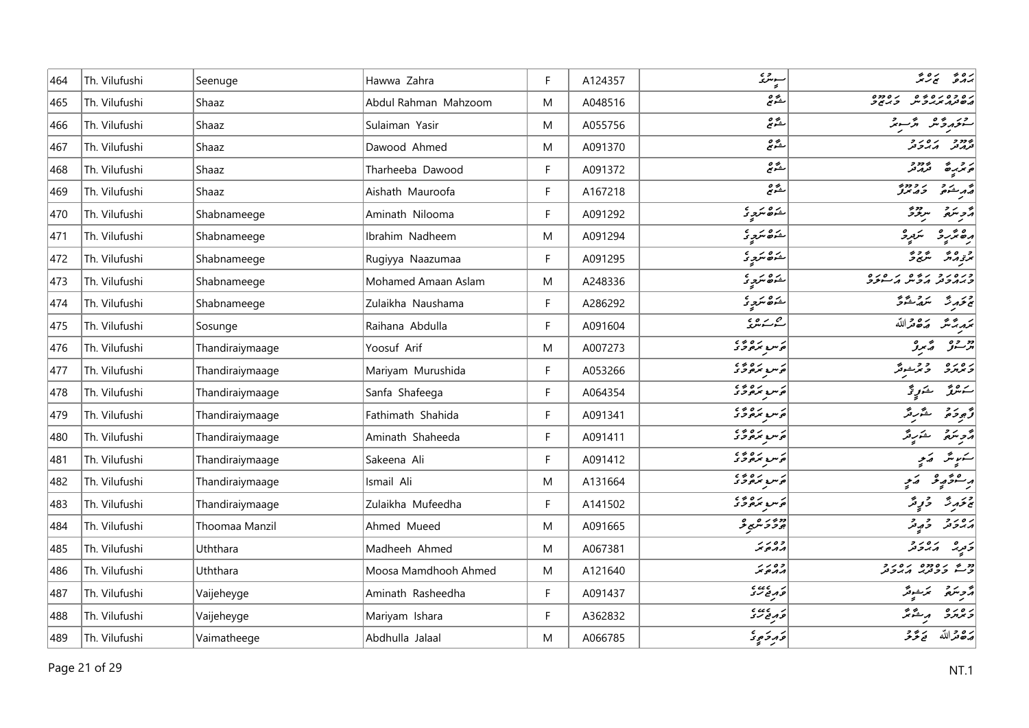| 464 | Th. Vilufushi | Seenuge | Hawwa Zahra | F | A124357 | ސީނުގެ | ހައްވާ ޒަހްރާ |
|---|---|---|---|---|---|---|---|
| 465 | Th. Vilufushi | Shaaz | Abdul Rahman Mahzoom | M | A048516 | ޝާޒް | އަބްދުއްރަޙްމާން މަޙްޒޫމް |
| 466 | Th. Vilufushi | Shaaz | Sulaiman Yasir | M | A055756 | ޝާޒް | ސުލައިމާން ޔާސިރު |
| 467 | Th. Vilufushi | Shaaz | Dawood Ahmed | M | A091370 | ޝާޒް | ދާއޫދު އަހުމަދު |
| 468 | Th. Vilufushi | Shaaz | Tharheeba Dawood | F | A091372 | ޝާޒް | ތަރުހީބާ ދާއޫދު |
| 469 | Th. Vilufushi | Shaaz | Aishath Mauroofa | F | A167218 | ޝާޒް | އާއިޝަތު މައުރޫފާ |
| 470 | Th. Vilufushi | Shabnameege | Aminath Nilooma | F | A091292 | ޝަބްނަމީގެ | އާމިނަތު ނިލޫމާ |
| 471 | Th. Vilufushi | Shabnameege | Ibrahim Nadheem | M | A091294 | ޝަބްނަމީގެ | އިބްރާހީމް ނަދީމް |
| 472 | Th. Vilufushi | Shabnameege | Rugiyya Naazumaa | F | A091295 | ޝަބްނަމީގެ | ރުގިއްޔާ ނާޒުމާ |
| 473 | Th. Vilufushi | Shabnameege | Mohamed Amaan Aslam | M | A248336 | ޝަބްނަމީގެ | މުހައްމަދު އަމާން އަސްލަމް |
| 474 | Th. Vilufushi | Shabnameege | Zulaikha Naushama | F | A286292 | ޝަބްނަމީގެ | ޒުލައިޚާ ނައުޝަމާ |
| 475 | Th. Vilufushi | Sosunge | Raihana Abdulla | F | A091604 | ސޯސަންގެ | ރައިހާނާ އަބްދުﷲ |
| 476 | Th. Vilufushi | Thandiraiymaage | Yoosuf Arif | M | A007273 | ތަންދިރައްމާގެ | ޔޫސުފް އާރިފް |
| 477 | Th. Vilufushi | Thandiraiymaage | Mariyam Murushida | F | A053266 | ތަންދިރައްމާގެ | މަރިޔަމް މުރުޝިދާ |
| 478 | Th. Vilufushi | Thandiraiymaage | Sanfa Shafeega | F | A064354 | ތަންދިރައްމާގެ | ސަންފާ ޝަފީގާ |
| 479 | Th. Vilufushi | Thandiraiymaage | Fathimath Shahida | F | A091341 | ތަންދިރައްމާގެ | ފާތިމަތު ޝާހިދާ |
| 480 | Th. Vilufushi | Thandiraiymaage | Aminath Shaheeda | F | A091411 | ތަންދިރައްމާގެ | އާމިނަތު ޝަހީދާ |
| 481 | Th. Vilufushi | Thandiraiymaage | Sakeena Ali | F | A091412 | ތަންދިރައްމާގެ | ސަކީނާ އަލި |
| 482 | Th. Vilufushi | Thandiraiymaage | Ismail Ali | M | A131664 | ތަންދިރައްމާގެ | އިސްމާއީލް އަލި |
| 483 | Th. Vilufushi | Thandiraiymaage | Zulaikha Mufeedha | F | A141502 | ތަންދިރައްމާގެ | ޒުލައިޚާ މުފީދާ |
| 484 | Th. Vilufushi | Thoomaa Manzil | Ahmed Mueed | M | A091665 | ތޫމާމަންޒިލް | އަހުމަދު މުއީދު |
| 485 | Th. Vilufushi | Uththara | Madheeh Ahmed | M | A067381 | އުއްތަރަ | މަދީހު އަހުމަދު |
| 486 | Th. Vilufushi | Uththara | Moosa Mamdhooh Ahmed | M | A121640 | އުއްތަރަ | މޫސާ މަމްދޫހު އަހުމަދު |
| 487 | Th. Vilufushi | Vaijeheyge | Aminath Rasheedha | F | A091437 | ވައިޖެހޭގެ | އާމިނަތު ރަޝީދާ |
| 488 | Th. Vilufushi | Vaijeheyge | Mariyam Ishara | F | A362832 | ވައިޖެހޭގެ | މަރިޔަމް އިޝާރާ |
| 489 | Th. Vilufushi | Vaimatheege | Abdhulla Jalaal | M | A066785 | ވައިމަތީގެ | އަބްދުﷲ ޖަލާލް |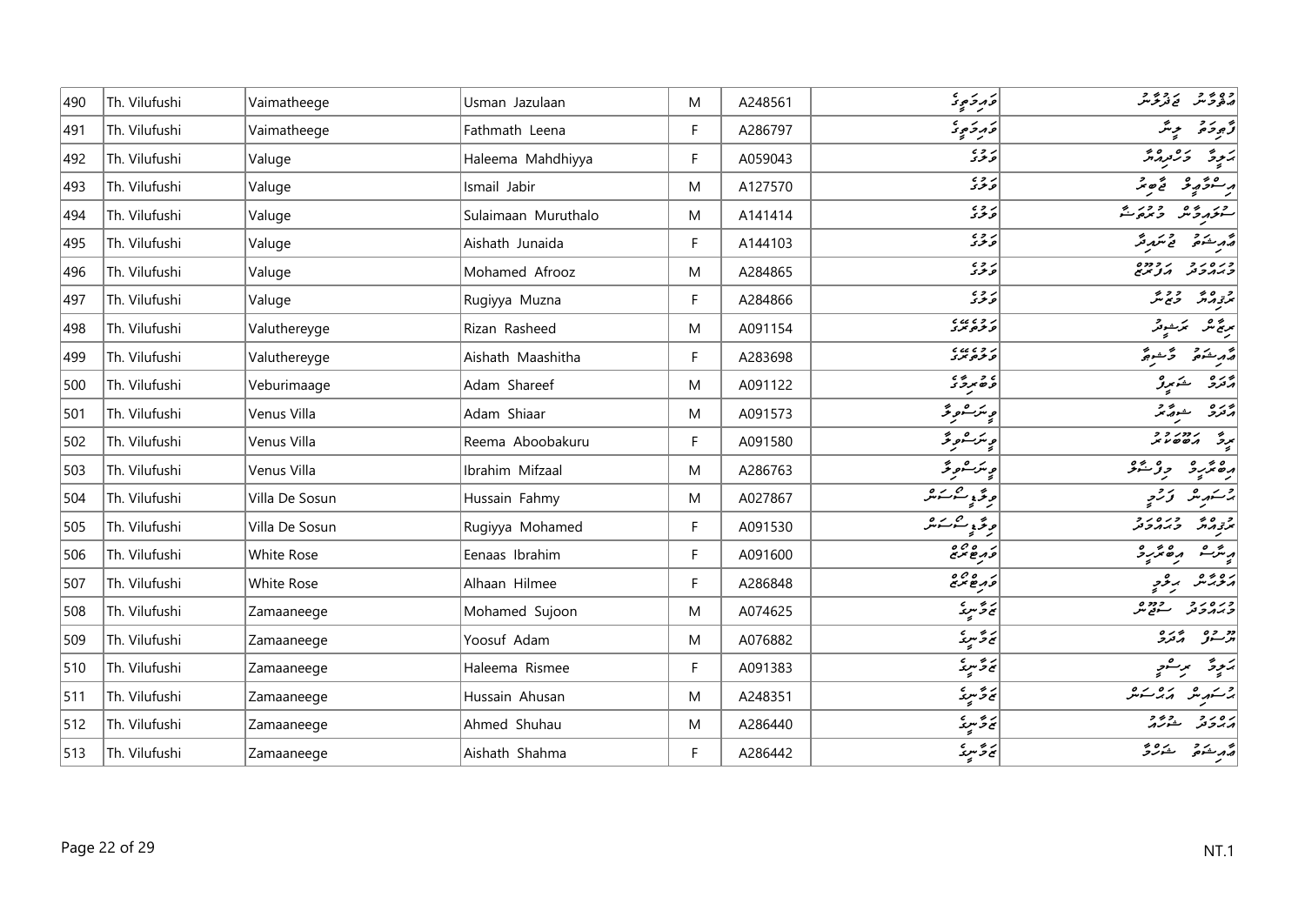| 490 | Th. Vilufushi | Vaimatheege | Usman Jazulaan | M | A248561 | ޤައިމަތީގެ | އުސްމާން ޖަޒުލާން |
|---|---|---|---|---|---|---|---|
| 491 | Th. Vilufushi | Vaimatheege | Fathmath Leena | F | A286797 | ވައިމަތީގެ | ފާތިމަތު ލީނާ |
| 492 | Th. Vilufushi | Valuge | Haleema Mahdhiyya | F | A059043 | ވަލުގެ | ހަލީމާ މަހްދިއްޔާ |
| 493 | Th. Vilufushi | Valuge | Ismail Jabir | M | A127570 | ވަލުގެ | އިސްމާއިލް ޖާބިރު |
| 494 | Th. Vilufushi | Valuge | Sulaimaan Muruthalo | M | A141414 | ވަލުގެ | ސުލައިމާން މުރުތަލާ |
| 495 | Th. Vilufushi | Valuge | Aishath Junaida | F | A144103 | ވަލުގެ | އާއިޝަތު ޖުނައިދާ |
| 496 | Th. Vilufushi | Valuge | Mohamed Afrooz | M | A284865 | ވަލުގެ | މުހައްމަދު އަފްރޫޒް |
| 497 | Th. Vilufushi | Valuge | Rugiyya Muzna | F | A284866 | ވަލުގެ | ރުގިއްޔާ މުޒްނާ |
| 498 | Th. Vilufushi | Valuthereyge | Rizan Rasheed | M | A091154 | ވަލުތެރޭގެ | ރިޒާން ރަޝީދު |
| 499 | Th. Vilufushi | Valuthereyge | Aishath Maashitha | F | A283698 | ވަލުތެރޭގެ | އާއިޝަތު މާޝިތާ |
| 500 | Th. Vilufushi | Veburimaage | Adam Shareef | M | A091122 | ވެބުރިމާގެ | އާދަމް ޝަރީފް |
| 501 | Th. Vilufushi | Venus Villa | Adam Shiaar | M | A091573 | ވީނަސްވިލާ | އާދަމް ޝިއާރު |
| 502 | Th. Vilufushi | Venus Villa | Reema Aboobakuru | F | A091580 | ވީނަސްވިލާ | ރީމާ އަބޫބަކުރު |
| 503 | Th. Vilufushi | Venus Villa | Ibrahim Mifzaal | M | A286763 | ވީނަސްވިލާ | އިބްރާހީމް މިފްޒާލް |
| 504 | Th. Vilufushi | Villa De Sosun | Hussain Fahmy | M | A027867 | ވިލާޑިސޯސަން | ހުސައިން ފަހުމީ |
| 505 | Th. Vilufushi | Villa De Sosun | Rugiyya Mohamed | F | A091530 | ވިލާޑިސޯސަން | ރުގިއްޔާ މުހައްމަދު |
| 506 | Th. Vilufushi | White Rose | Eenaas Ibrahim | F | A091600 | ވައިޓްރޯޒް | އީނާސް އިބްރާހީމް |
| 507 | Th. Vilufushi | White Rose | Alhaan Hilmee | F | A286848 | ވައިޓްރޯޒް | އަލްހާން ހިލްމީ |
| 508 | Th. Vilufushi | Zamaaneege | Mohamed Sujoon | M | A074625 | ޒަމާނީގެ | މުހައްމަދު ސުޖޫން |
| 509 | Th. Vilufushi | Zamaaneege | Yoosuf Adam | M | A076882 | ޒަމާނީގެ | ޔޫސުފް އާދަމް |
| 510 | Th. Vilufushi | Zamaaneege | Haleema Rismee | F | A091383 | ޒަމާނީގެ | ހަލީމާ ރިސްމީ |
| 511 | Th. Vilufushi | Zamaaneege | Hussain Ahusan | M | A248351 | ޒަމާނީގެ | ހުސައިން އަހުސަން |
| 512 | Th. Vilufushi | Zamaaneege | Ahmed Shuhau | M | A286440 | ޒަމާނީގެ | އަހުމަދު ޝުހާއު |
| 513 | Th. Vilufushi | Zamaaneege | Aishath Shahma | F | A286442 | ޒަމާނީގެ | އާއިޝަތު ޝަހުމާ |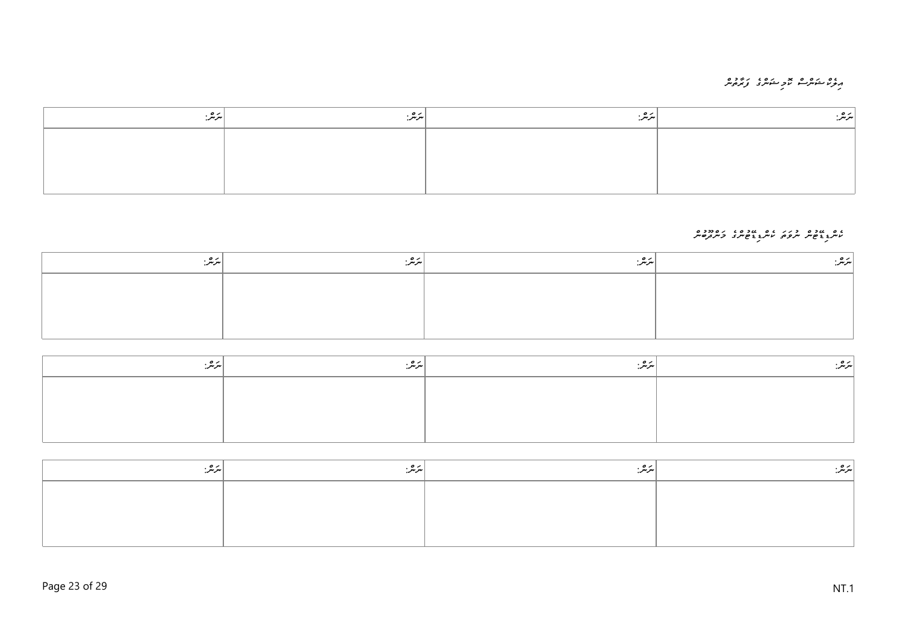# ރިޕޯޓް ސަރަހައްދު ގާތު ސަރަހައްދު ފަރާތުން

| ނަން: | ނަން: | ނަން: | ނަން: |
|---|---|---|---|
| | | | |

# ކުންފުނީގެ ނަމާއި އެކުންފުނީގެ ވެރިން

| ނަން: | ނަން: | ނަން: | ނަން: |
|---|---|---|---|
| | | | |

| ނަން: | ނަން: | ނަން: | ނަން: |
|---|---|---|---|
| | | | |

| ނަން: | ނަން: | ނަން: | ނަން: |
|---|---|---|---|
| | | | |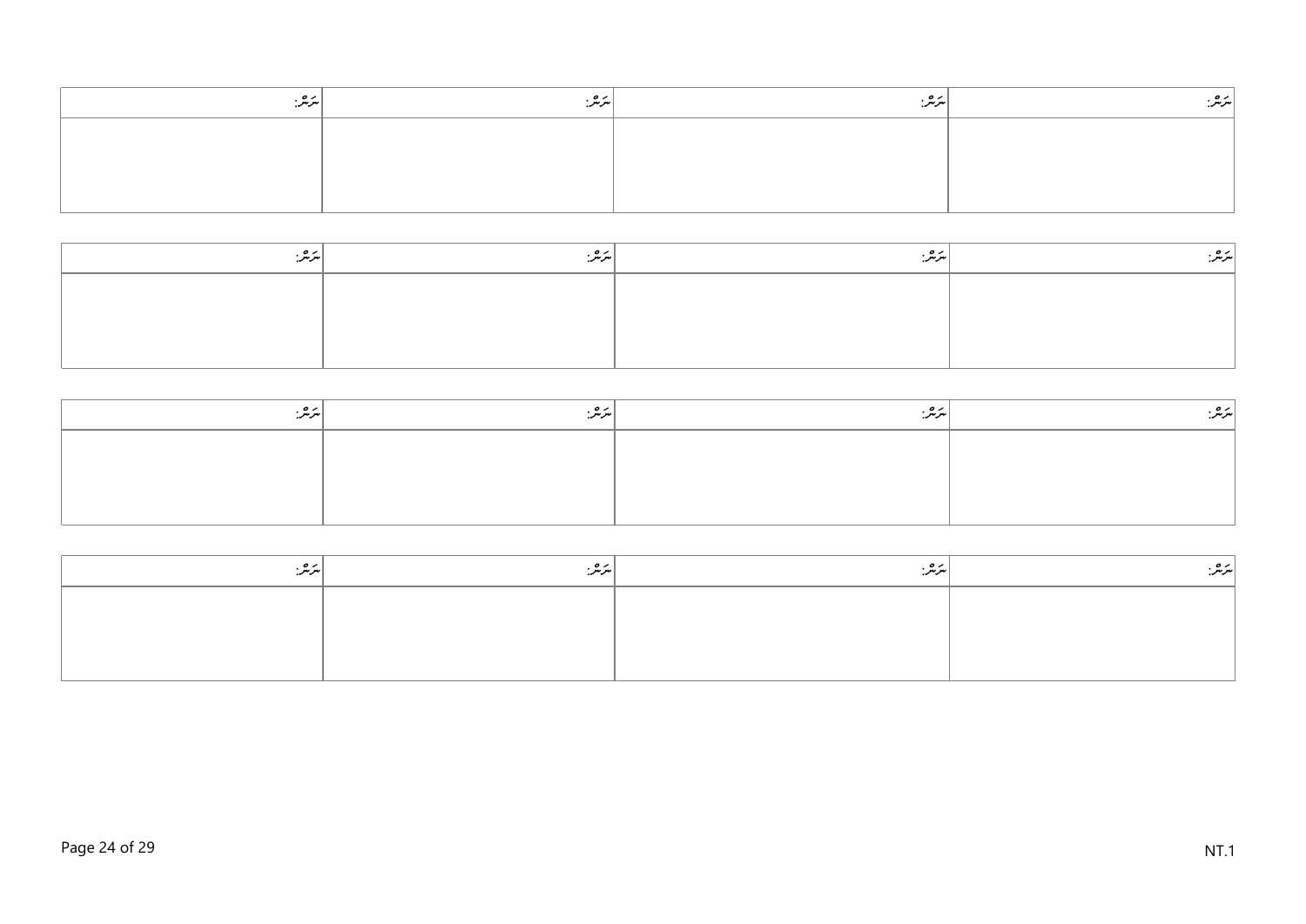| ނަރިނ: | ނަރިނ: | ނަރިނ: | ނަރިނ: |
| --- | --- | --- | --- |
| | | | |

| ނަރިނ: | ނަރިނ: | ނަރިނ: | ނަރިނ: |
| --- | --- | --- | --- |
| | | | |

| ނަރިނ: | ނަރިނ: | ނަރިނ: | ނަރިނ: |
| --- | --- | --- | --- |
| | | | |

| ނަރިނ: | ނަރިނ: | ނަރިނ: | ނަރިނ: |
| --- | --- | --- | --- |
| | | | |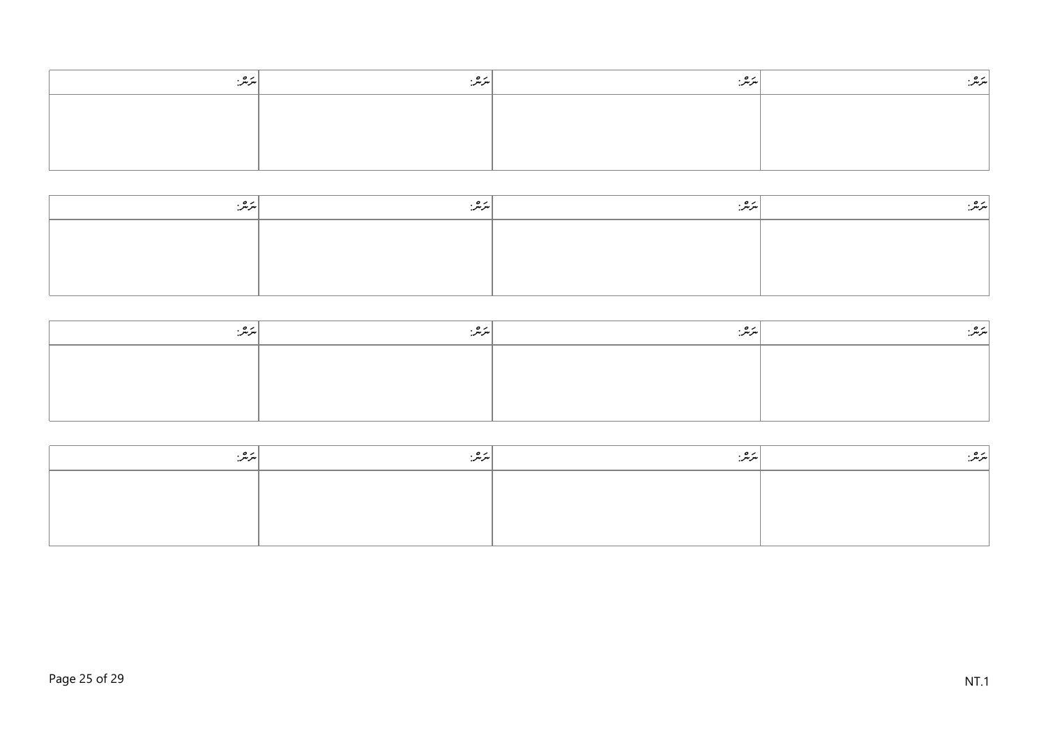| ސަރަޙަ: | ސަރަޙަ: | ސަރަޙަ: | ސަރަޙަ: |
| --- | --- | --- | --- |
| | | | |

| ސަރަޙަ: | ސަރަޙަ: | ސަރަޙަ: | ސަރަޙަ: |
| --- | --- | --- | --- |
| | | | |

| ސަރަޙަ: | ސަރަޙަ: | ސަރަޙަ: | ސަރަޙަ: |
| --- | --- | --- | --- |
| | | | |

| ސަރަޙަ: | ސަރަޙަ: | ސަރަޙަ: | ސަރަޙަ: |
| --- | --- | --- | --- |
| | | | |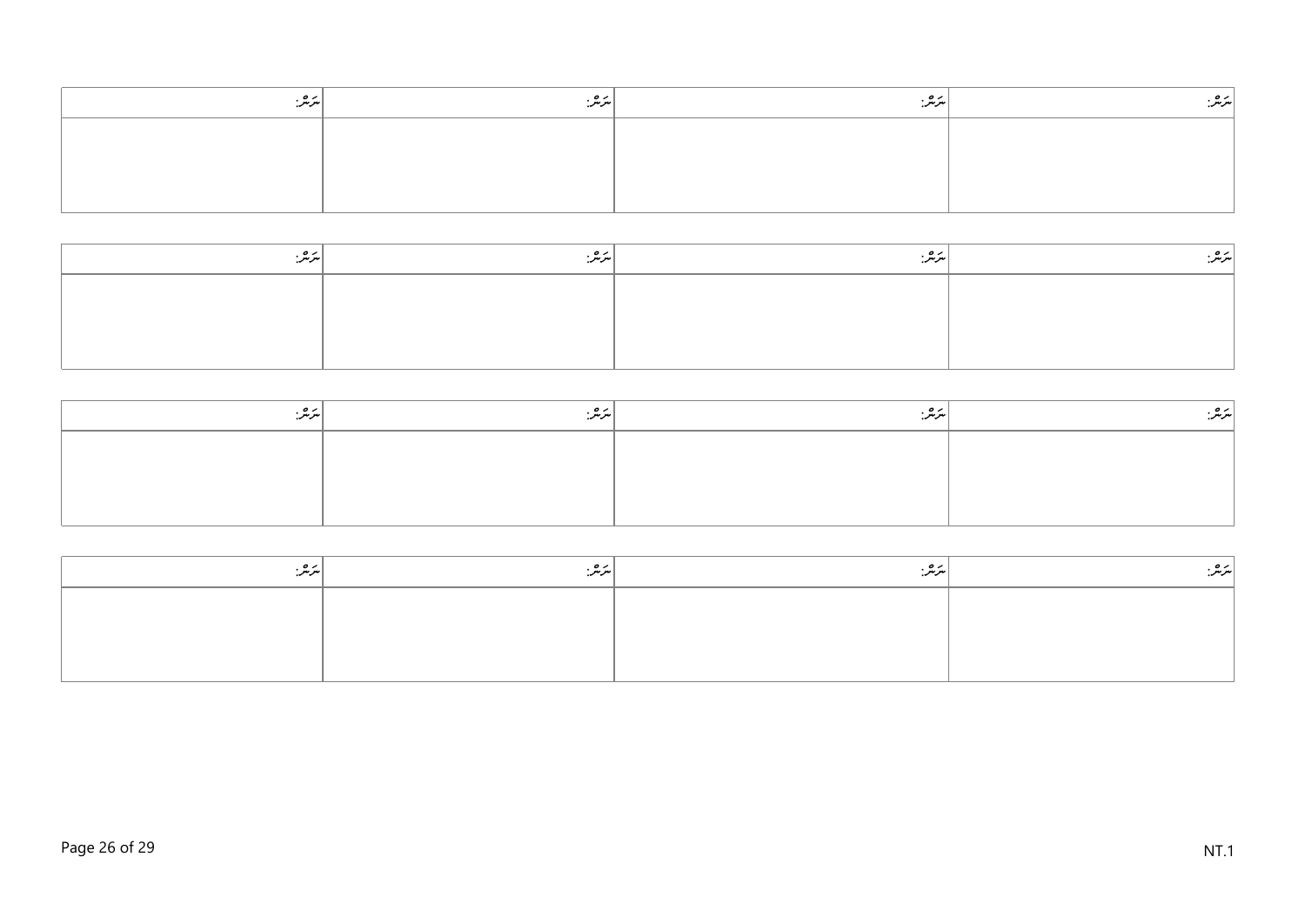| ނަރުދ: | ނަރުދ: | ނަރުދ: | ނަރުދ: |
| --- | --- | --- | --- |
| | | | |

| ނަރުދ: | ނަރުދ: | ނަރުދ: | ނަރުދ: |
| --- | --- | --- | --- |
| | | | |

| ނަރުދ: | ނަރުދ: | ނަރުދ: | ނަރުދ: |
| --- | --- | --- | --- |
| | | | |

| ނަރުދ: | ނަރުދ: | ނަރުދ: | ނަރުދ: |
| --- | --- | --- | --- |
| | | | |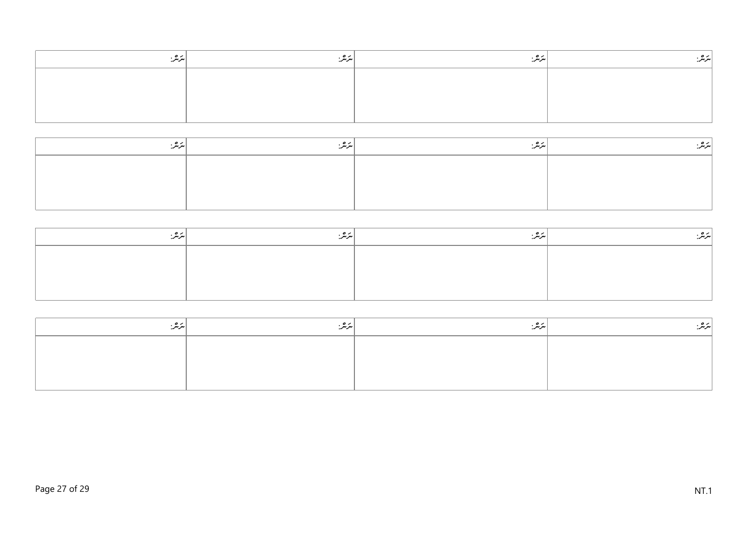| ނަންބަރު: | ނަންބަރު: | ނަންބަރު: | ނަންބަރު: |
| --- | --- | --- | --- |
| | | | |

| ނަންބަރު: | ނަންބަރު: | ނަންބަރު: | ނަންބަރު: |
| --- | --- | --- | --- |
| | | | |

| ނަންބަރު: | ނަންބަރު: | ނަންބަރު: | ނަންބަރު: |
| --- | --- | --- | --- |
| | | | |

| ނަންބަރު: | ނަންބަރު: | ނަންބަރު: | ނަންބަރު: |
| --- | --- | --- | --- |
| | | | |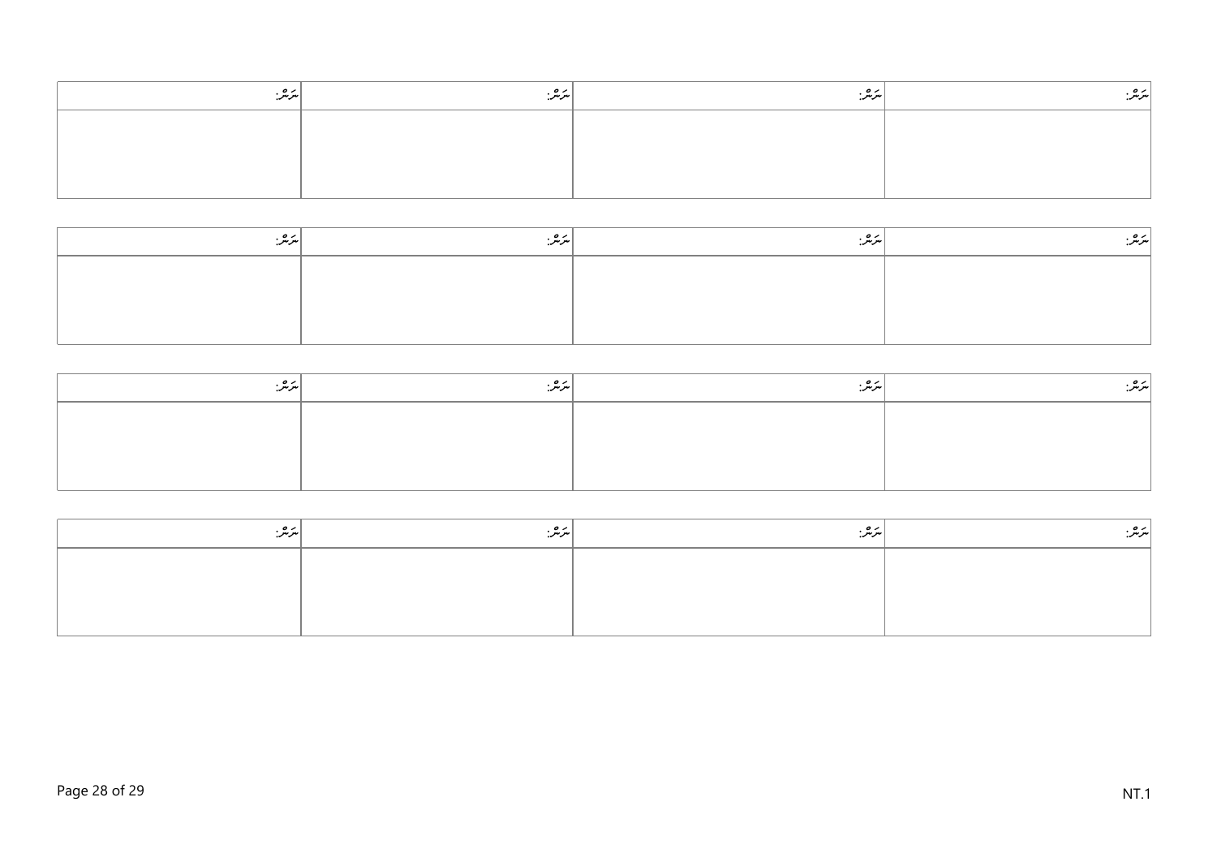| ނަރުދ: | ނަރުދ: | ނަރުދ: | ނަރުދ: |
| --- | --- | --- | --- |
| | | | |

| ނަރުދ: | ނަރުދ: | ނަރުދ: | ނަރުދ: |
| --- | --- | --- | --- |
| | | | |

| ނަރުދ: | ނަރުދ: | ނަރުދ: | ނަރުދ: |
| --- | --- | --- | --- |
| | | | |

| ނަރުދ: | ނަރުދ: | ނަރުދ: | ނަރުދ: |
| --- | --- | --- | --- |
| | | | |

NT.1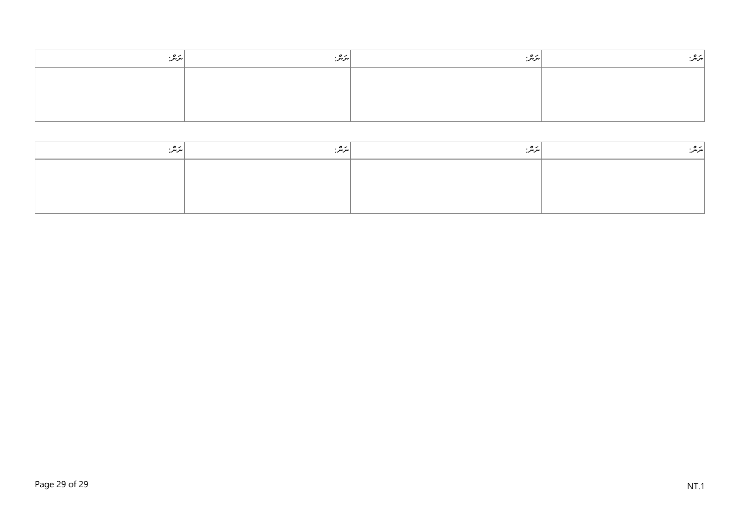| ނަރުނ: | ނަރުނ: | ނަރުނ: | ނަރުނ: |
|---|---|---|---|
| | | | |

| ނަރުނ: | ނަރުނ: | ނަރުނ: | ނަރުނ: |
|---|---|---|---|
| | | | |